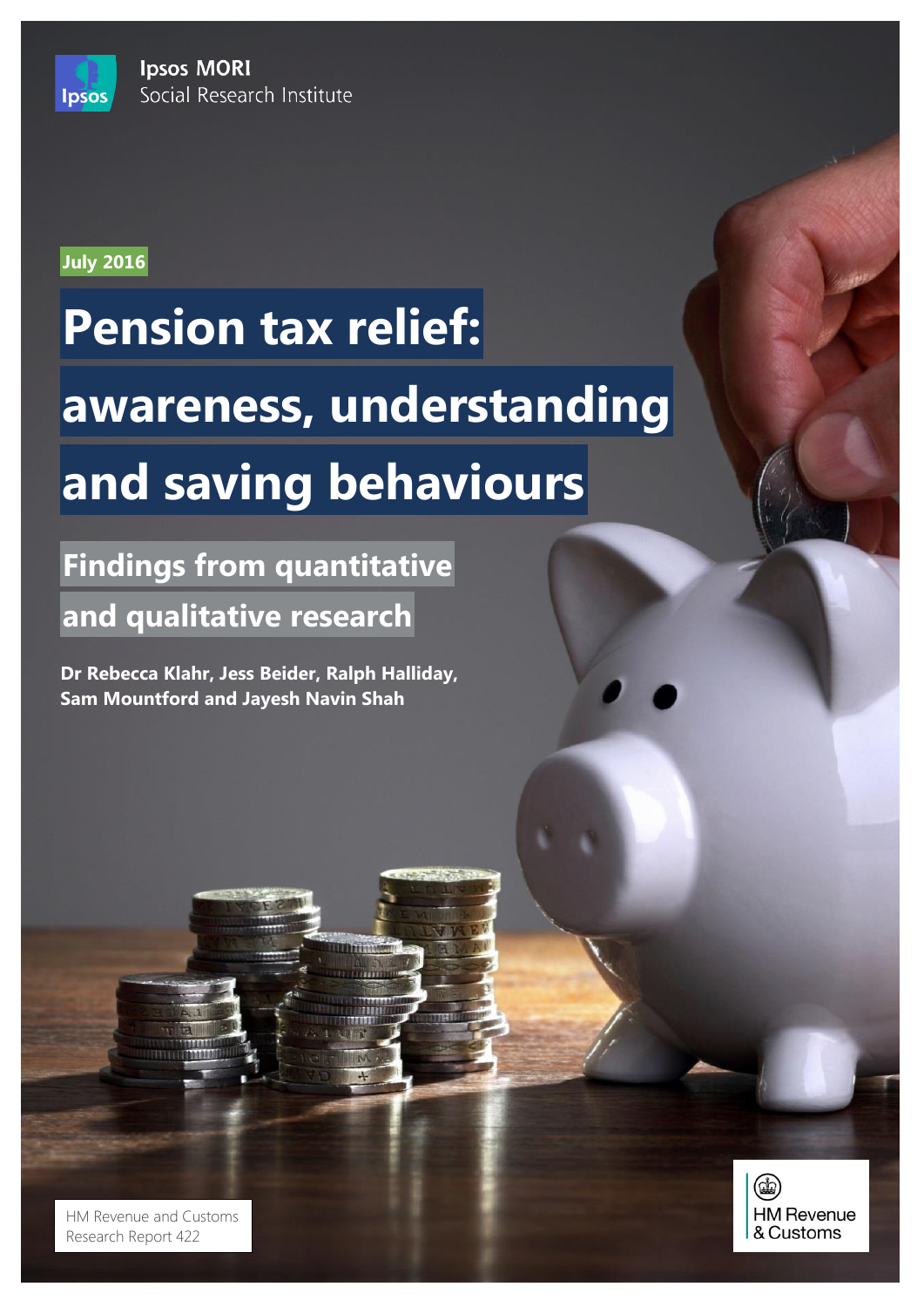Ipsos MORI
Social Research Institute

July 2016

# Pension tax relief: awareness, understanding and saving behaviours

## Findings from quantitative and qualitative research

**Dr Rebecca Klahr, Jess Beider, Ralph Halliday, Sam Mountford and Jayesh Navin Shah**

HM Revenue and Customs
Research Report 422

HM Revenue & Customs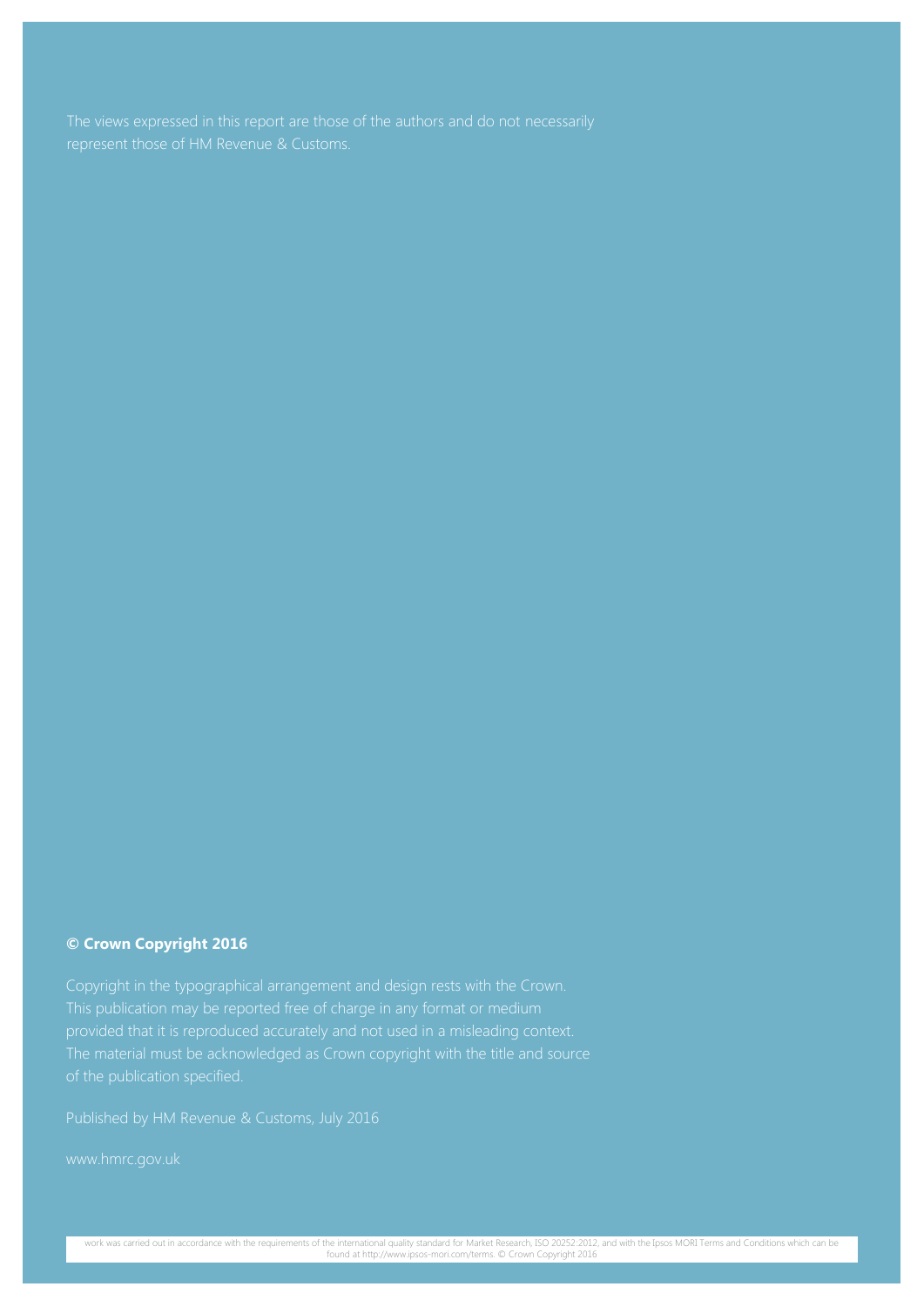The views expressed in this report are those of the authors and do not necessarily represent those of HM Revenue & Customs.

**© Crown Copyright 2016**

Copyright in the typographical arrangement and design rests with the Crown. This publication may be reported free of charge in any format or medium provided that it is reproduced accurately and not used in a misleading context. The material must be acknowledged as Crown copyright with the title and source of the publication specified.

Published by HM Revenue & Customs, July 2016

www.hmrc.gov.uk

work was carried out in accordance with the requirements of the international quality standard for Market Research, ISO 20252:2012, and with the Ipsos MORI Terms and Conditions which can be found at http://www.ipsos-mori.com/terms. © Crown Copyright 2016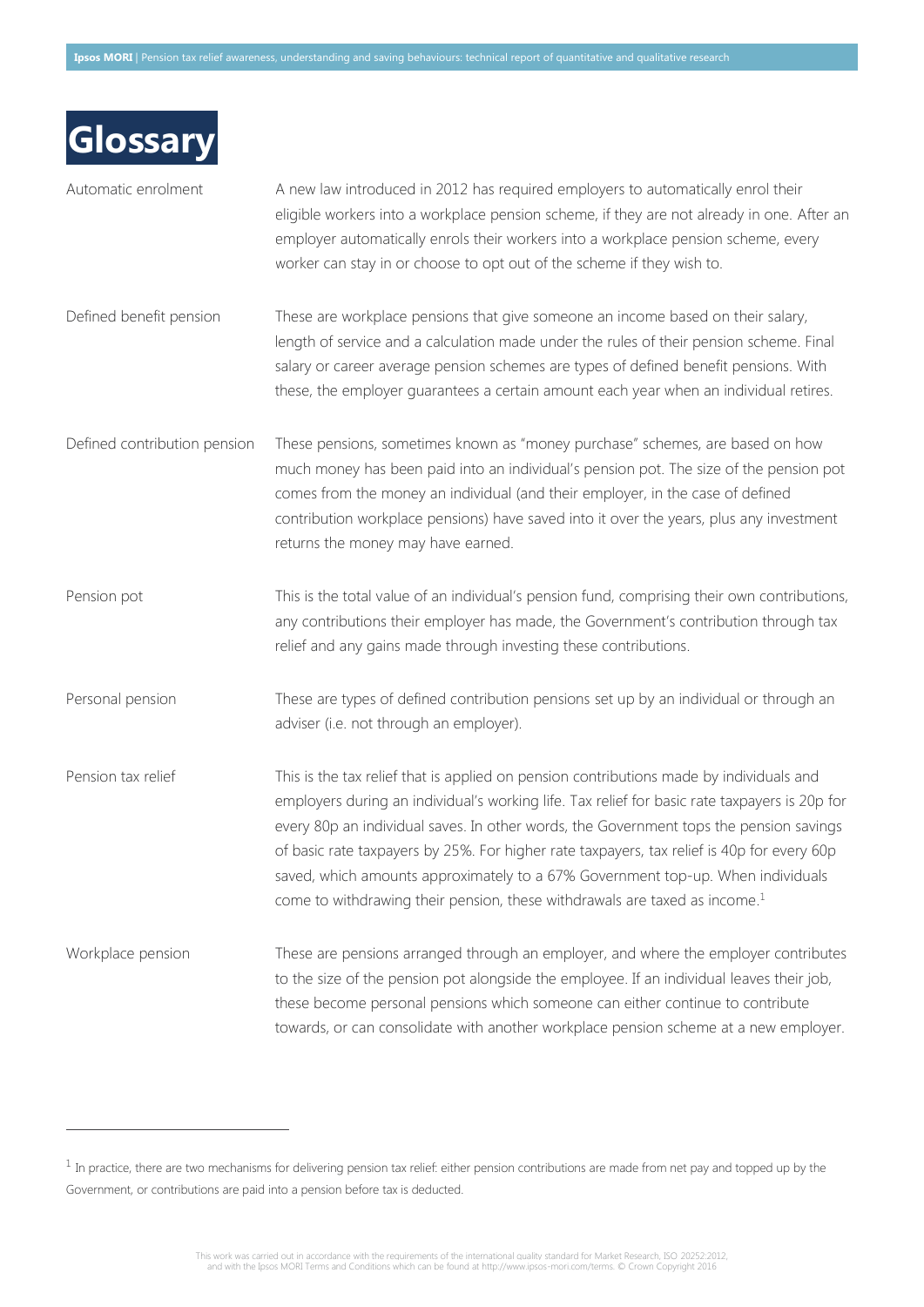# Glossary

| | |
|---|---|
| Automatic enrolment | A new law introduced in 2012 has required employers to automatically enrol their eligible workers into a workplace pension scheme, if they are not already in one. After an employer automatically enrols their workers into a workplace pension scheme, every worker can stay in or choose to opt out of the scheme if they wish to. |
| Defined benefit pension | These are workplace pensions that give someone an income based on their salary, length of service and a calculation made under the rules of their pension scheme. Final salary or career average pension schemes are types of defined benefit pensions. With these, the employer guarantees a certain amount each year when an individual retires. |
| Defined contribution pension | These pensions, sometimes known as "money purchase" schemes, are based on how much money has been paid into an individual's pension pot. The size of the pension pot comes from the money an individual (and their employer, in the case of defined contribution workplace pensions) have saved into it over the years, plus any investment returns the money may have earned. |
| Pension pot | This is the total value of an individual's pension fund, comprising their own contributions, any contributions their employer has made, the Government's contribution through tax relief and any gains made through investing these contributions. |
| Personal pension | These are types of defined contribution pensions set up by an individual or through an adviser (i.e. not through an employer). |
| Pension tax relief | This is the tax relief that is applied on pension contributions made by individuals and employers during an individual's working life. Tax relief for basic rate taxpayers is 20p for every 80p an individual saves. In other words, the Government tops the pension savings of basic rate taxpayers by 25%. For higher rate taxpayers, tax relief is 40p for every 60p saved, which amounts approximately to a 67% Government top-up. When individuals come to withdrawing their pension, these withdrawals are taxed as income.[1] |
| Workplace pension | These are pensions arranged through an employer, and where the employer contributes to the size of the pension pot alongside the employee. If an individual leaves their job, these become personal pensions which someone can either continue to contribute towards, or can consolidate with another workplace pension scheme at a new employer. |

[1] In practice, there are two mechanisms for delivering pension tax relief: either pension contributions are made from net pay and topped up by the Government, or contributions are paid into a pension before tax is deducted.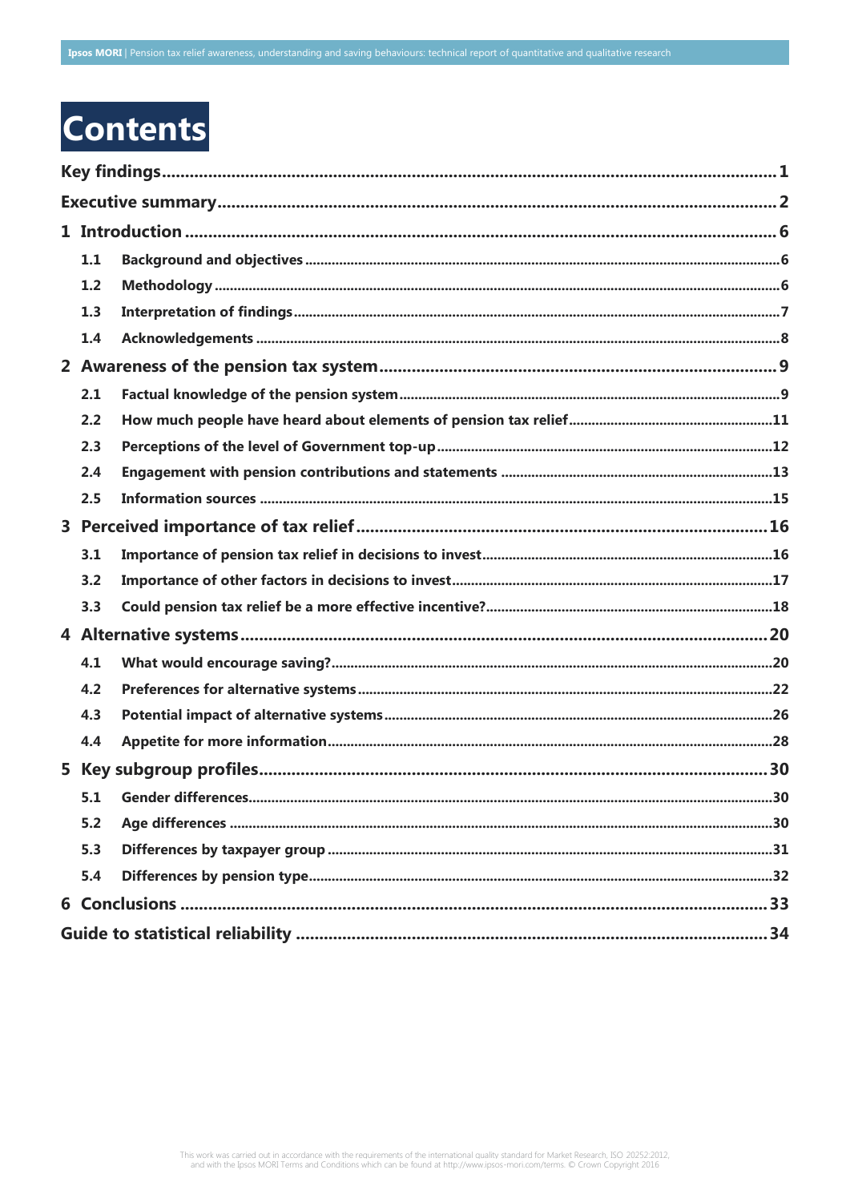# Contents

| | |
|---|---|
| **Key findings** | **1** |
| **Executive summary** | **2** |
| **1 Introduction** | **6** |
| 1.1 Background and objectives | 6 |
| 1.2 Methodology | 6 |
| 1.3 Interpretation of findings | 7 |
| 1.4 Acknowledgements | 8 |
| **2 Awareness of the pension tax system** | **9** |
| 2.1 Factual knowledge of the pension system | 9 |
| 2.2 How much people have heard about elements of pension tax relief | 11 |
| 2.3 Perceptions of the level of Government top-up | 12 |
| 2.4 Engagement with pension contributions and statements | 13 |
| 2.5 Information sources | 15 |
| **3 Perceived importance of tax relief** | **16** |
| 3.1 Importance of pension tax relief in decisions to invest | 16 |
| 3.2 Importance of other factors in decisions to invest | 17 |
| 3.3 Could pension tax relief be a more effective incentive? | 18 |
| **4 Alternative systems** | **20** |
| 4.1 What would encourage saving? | 20 |
| 4.2 Preferences for alternative systems | 22 |
| 4.3 Potential impact of alternative systems | 26 |
| 4.4 Appetite for more information | 28 |
| **5 Key subgroup profiles** | **30** |
| 5.1 Gender differences | 30 |
| 5.2 Age differences | 30 |
| 5.3 Differences by taxpayer group | 31 |
| 5.4 Differences by pension type | 32 |
| **6 Conclusions** | **33** |
| **Guide to statistical reliability** | **34** |

This work was carried out in accordance with the requirements of the international quality standard for Market Research, ISO 20252:2012, and with the Ipsos MORI Terms and Conditions which can be found at http://www.ipsos-mori.com/terms. © Crown Copyright 2016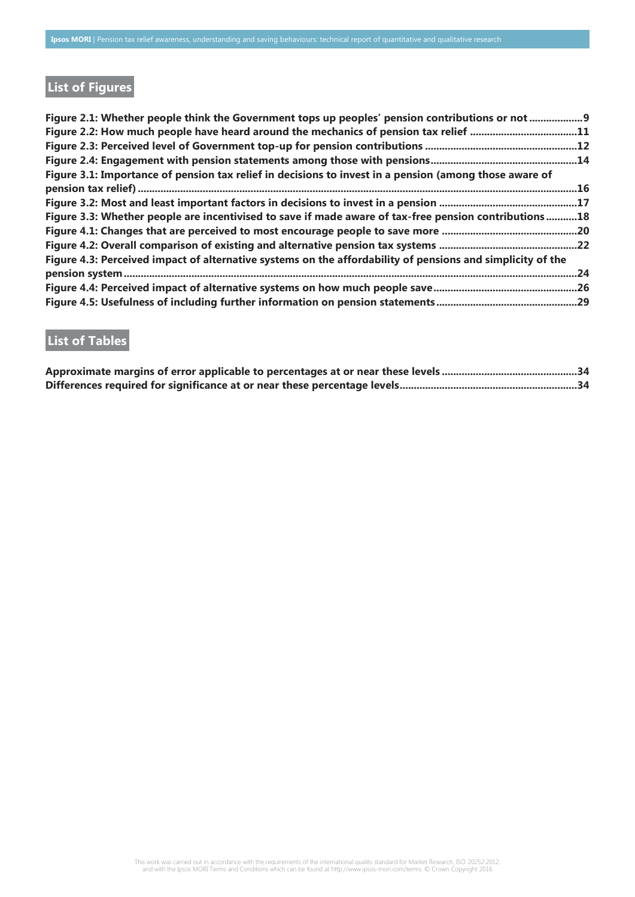## List of Figures

**Figure 2.1: Whether people think the Government tops up peoples' pension contributions or not ..................9**
**Figure 2.2: How much people have heard around the mechanics of pension tax relief .....................................11**
**Figure 2.3: Perceived level of Government top-up for pension contributions .....................................................12**
**Figure 2.4: Engagement with pension statements among those with pensions..................................................14**
**Figure 3.1: Importance of pension tax relief in decisions to invest in a pension (among those aware of pension tax relief) ..........................................................................................................................................16**
**Figure 3.2: Most and least important factors in decisions to invest in a pension ................................................17**
**Figure 3.3: Whether people are incentivised to save if made aware of tax-free pension contributions ...........18**
**Figure 4.1: Changes that are perceived to most encourage people to save more ................................................20**
**Figure 4.2: Overall comparison of existing and alternative pension tax systems ................................................22**
**Figure 4.3: Perceived impact of alternative systems on the affordability of pensions and simplicity of the pension system ...........................................................................................................................................24**
**Figure 4.4: Perceived impact of alternative systems on how much people save..................................................26**
**Figure 4.5: Usefulness of including further information on pension statements.................................................29**

## List of Tables

**Approximate margins of error applicable to percentages at or near these levels ...............................................34**
**Differences required for significance at or near these percentage levels.............................................................34**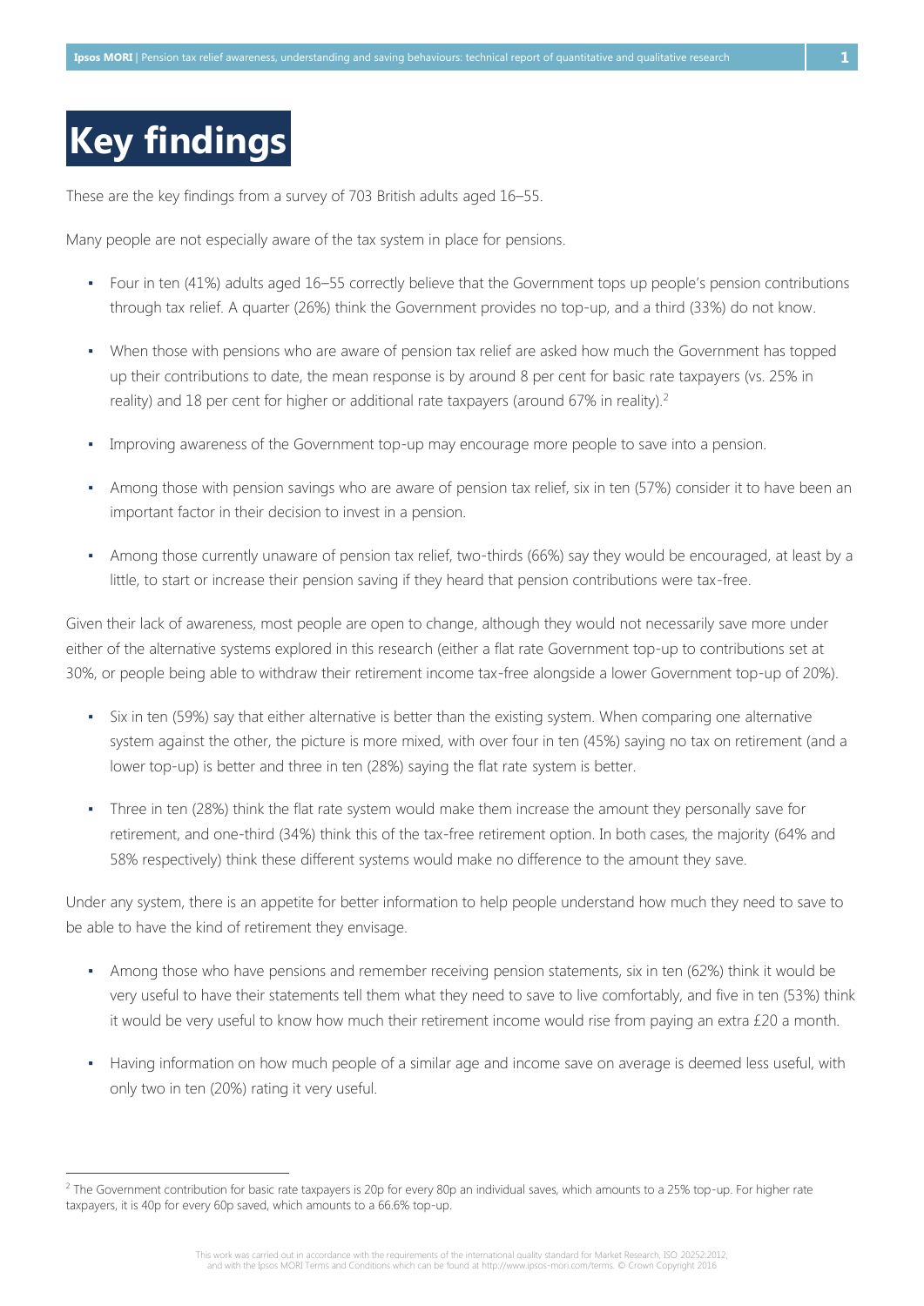# Key findings

These are the key findings from a survey of 703 British adults aged 16–55.

Many people are not especially aware of the tax system in place for pensions.

- Four in ten (41%) adults aged 16–55 correctly believe that the Government tops up people's pension contributions through tax relief. A quarter (26%) think the Government provides no top-up, and a third (33%) do not know.
- When those with pensions who are aware of pension tax relief are asked how much the Government has topped up their contributions to date, the mean response is by around 8 per cent for basic rate taxpayers (vs. 25% in reality) and 18 per cent for higher or additional rate taxpayers (around 67% in reality).[2]
- Improving awareness of the Government top-up may encourage more people to save into a pension.
- Among those with pension savings who are aware of pension tax relief, six in ten (57%) consider it to have been an important factor in their decision to invest in a pension.
- Among those currently unaware of pension tax relief, two-thirds (66%) say they would be encouraged, at least by a little, to start or increase their pension saving if they heard that pension contributions were tax-free.

Given their lack of awareness, most people are open to change, although they would not necessarily save more under either of the alternative systems explored in this research (either a flat rate Government top-up to contributions set at 30%, or people being able to withdraw their retirement income tax-free alongside a lower Government top-up of 20%).

- Six in ten (59%) say that either alternative is better than the existing system. When comparing one alternative system against the other, the picture is more mixed, with over four in ten (45%) saying no tax on retirement (and a lower top-up) is better and three in ten (28%) saying the flat rate system is better.
- Three in ten (28%) think the flat rate system would make them increase the amount they personally save for retirement, and one-third (34%) think this of the tax-free retirement option. In both cases, the majority (64% and 58% respectively) think these different systems would make no difference to the amount they save.

Under any system, there is an appetite for better information to help people understand how much they need to save to be able to have the kind of retirement they envisage.

- Among those who have pensions and remember receiving pension statements, six in ten (62%) think it would be very useful to have their statements tell them what they need to save to live comfortably, and five in ten (53%) think it would be very useful to know how much their retirement income would rise from paying an extra £20 a month.
- Having information on how much people of a similar age and income save on average is deemed less useful, with only two in ten (20%) rating it very useful.

[2] The Government contribution for basic rate taxpayers is 20p for every 80p an individual saves, which amounts to a 25% top-up. For higher rate taxpayers, it is 40p for every 60p saved, which amounts to a 66.6% top-up.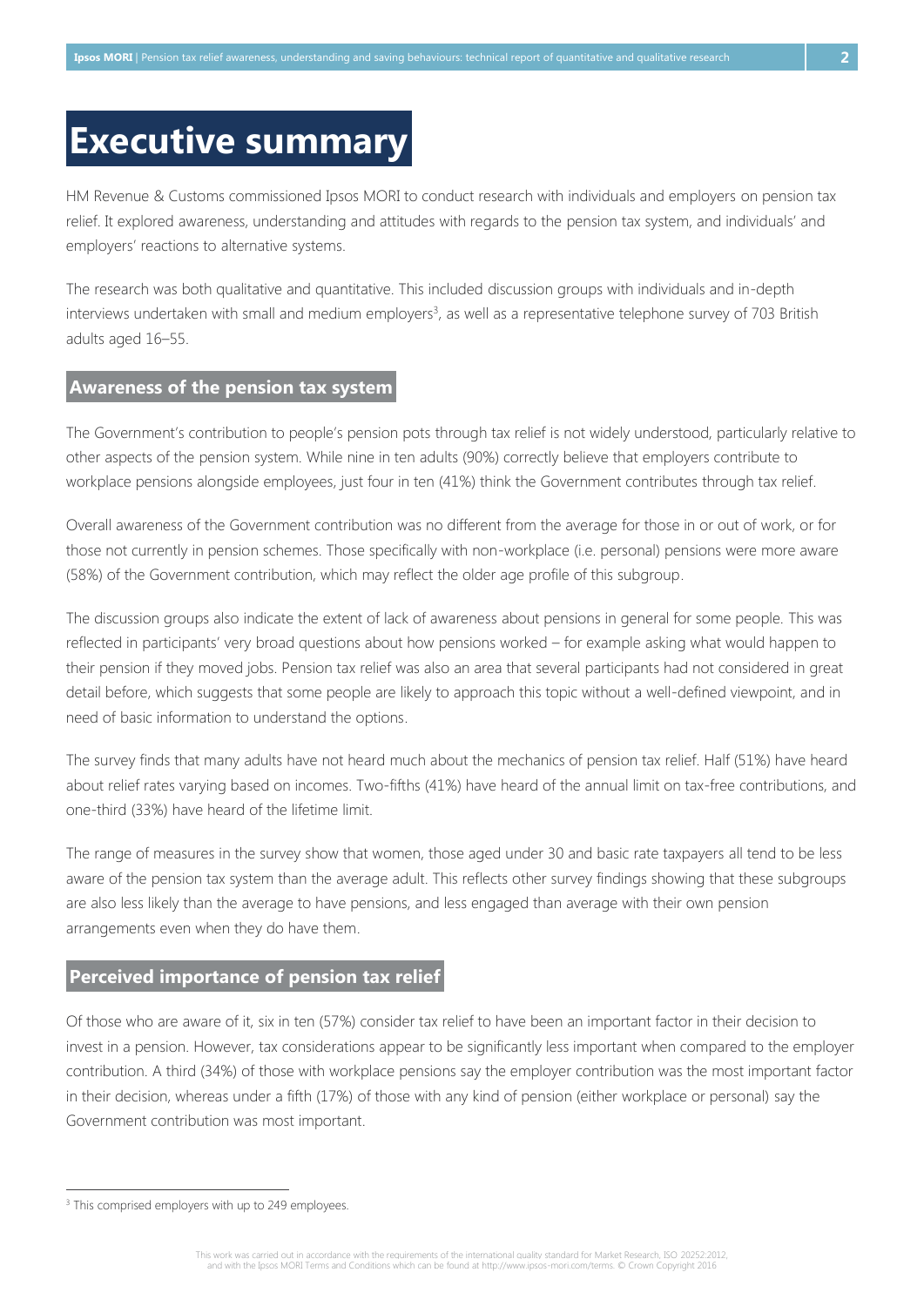# Executive summary

HM Revenue & Customs commissioned Ipsos MORI to conduct research with individuals and employers on pension tax relief. It explored awareness, understanding and attitudes with regards to the pension tax system, and individuals' and employers' reactions to alternative systems.

The research was both qualitative and quantitative. This included discussion groups with individuals and in-depth interviews undertaken with small and medium employers[3], as well as a representative telephone survey of 703 British adults aged 16–55.

## Awareness of the pension tax system

The Government's contribution to people's pension pots through tax relief is not widely understood, particularly relative to other aspects of the pension system. While nine in ten adults (90%) correctly believe that employers contribute to workplace pensions alongside employees, just four in ten (41%) think the Government contributes through tax relief.

Overall awareness of the Government contribution was no different from the average for those in or out of work, or for those not currently in pension schemes. Those specifically with non-workplace (i.e. personal) pensions were more aware (58%) of the Government contribution, which may reflect the older age profile of this subgroup.

The discussion groups also indicate the extent of lack of awareness about pensions in general for some people. This was reflected in participants' very broad questions about how pensions worked – for example asking what would happen to their pension if they moved jobs. Pension tax relief was also an area that several participants had not considered in great detail before, which suggests that some people are likely to approach this topic without a well-defined viewpoint, and in need of basic information to understand the options.

The survey finds that many adults have not heard much about the mechanics of pension tax relief. Half (51%) have heard about relief rates varying based on incomes. Two-fifths (41%) have heard of the annual limit on tax-free contributions, and one-third (33%) have heard of the lifetime limit.

The range of measures in the survey show that women, those aged under 30 and basic rate taxpayers all tend to be less aware of the pension tax system than the average adult. This reflects other survey findings showing that these subgroups are also less likely than the average to have pensions, and less engaged than average with their own pension arrangements even when they do have them.

## Perceived importance of pension tax relief

Of those who are aware of it, six in ten (57%) consider tax relief to have been an important factor in their decision to invest in a pension. However, tax considerations appear to be significantly less important when compared to the employer contribution. A third (34%) of those with workplace pensions say the employer contribution was the most important factor in their decision, whereas under a fifth (17%) of those with any kind of pension (either workplace or personal) say the Government contribution was most important.

[3] This comprised employers with up to 249 employees.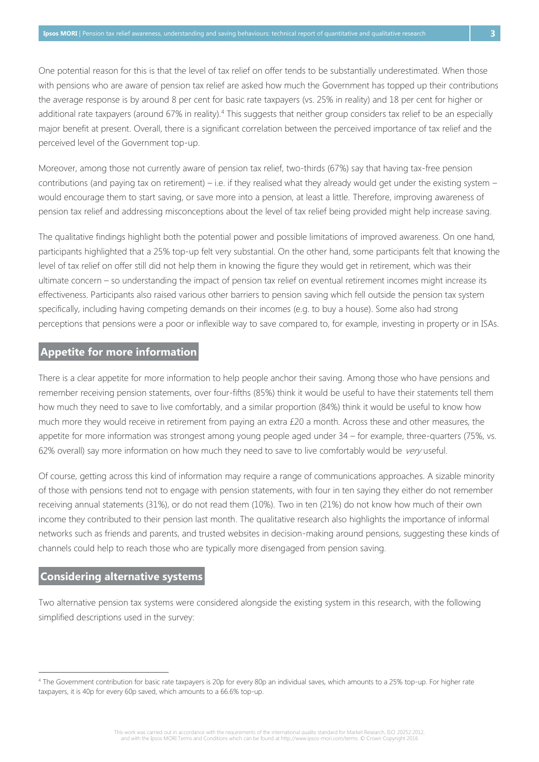One potential reason for this is that the level of tax relief on offer tends to be substantially underestimated. When those with pensions who are aware of pension tax relief are asked how much the Government has topped up their contributions the average response is by around 8 per cent for basic rate taxpayers (vs. 25% in reality) and 18 per cent for higher or additional rate taxpayers (around 67% in reality).[4] This suggests that neither group considers tax relief to be an especially major benefit at present. Overall, there is a significant correlation between the perceived importance of tax relief and the perceived level of the Government top-up.

Moreover, among those not currently aware of pension tax relief, two-thirds (67%) say that having tax-free pension contributions (and paying tax on retirement) – i.e. if they realised what they already would get under the existing system – would encourage them to start saving, or save more into a pension, at least a little. Therefore, improving awareness of pension tax relief and addressing misconceptions about the level of tax relief being provided might help increase saving.

The qualitative findings highlight both the potential power and possible limitations of improved awareness. On one hand, participants highlighted that a 25% top-up felt very substantial. On the other hand, some participants felt that knowing the level of tax relief on offer still did not help them in knowing the figure they would get in retirement, which was their ultimate concern – so understanding the impact of pension tax relief on eventual retirement incomes might increase its effectiveness. Participants also raised various other barriers to pension saving which fell outside the pension tax system specifically, including having competing demands on their incomes (e.g. to buy a house). Some also had strong perceptions that pensions were a poor or inflexible way to save compared to, for example, investing in property or in ISAs.

## Appetite for more information

There is a clear appetite for more information to help people anchor their saving. Among those who have pensions and remember receiving pension statements, over four-fifths (85%) think it would be useful to have their statements tell them how much they need to save to live comfortably, and a similar proportion (84%) think it would be useful to know how much more they would receive in retirement from paying an extra £20 a month. Across these and other measures, the appetite for more information was strongest among young people aged under 34 – for example, three-quarters (75%, vs. 62% overall) say more information on how much they need to save to live comfortably would be *very* useful.

Of course, getting across this kind of information may require a range of communications approaches. A sizable minority of those with pensions tend not to engage with pension statements, with four in ten saying they either do not remember receiving annual statements (31%), or do not read them (10%). Two in ten (21%) do not know how much of their own income they contributed to their pension last month. The qualitative research also highlights the importance of informal networks such as friends and parents, and trusted websites in decision-making around pensions, suggesting these kinds of channels could help to reach those who are typically more disengaged from pension saving.

## Considering alternative systems

Two alternative pension tax systems were considered alongside the existing system in this research, with the following simplified descriptions used in the survey:

---

[4] The Government contribution for basic rate taxpayers is 20p for every 80p an individual saves, which amounts to a 25% top-up. For higher rate taxpayers, it is 40p for every 60p saved, which amounts to a 66.6% top-up.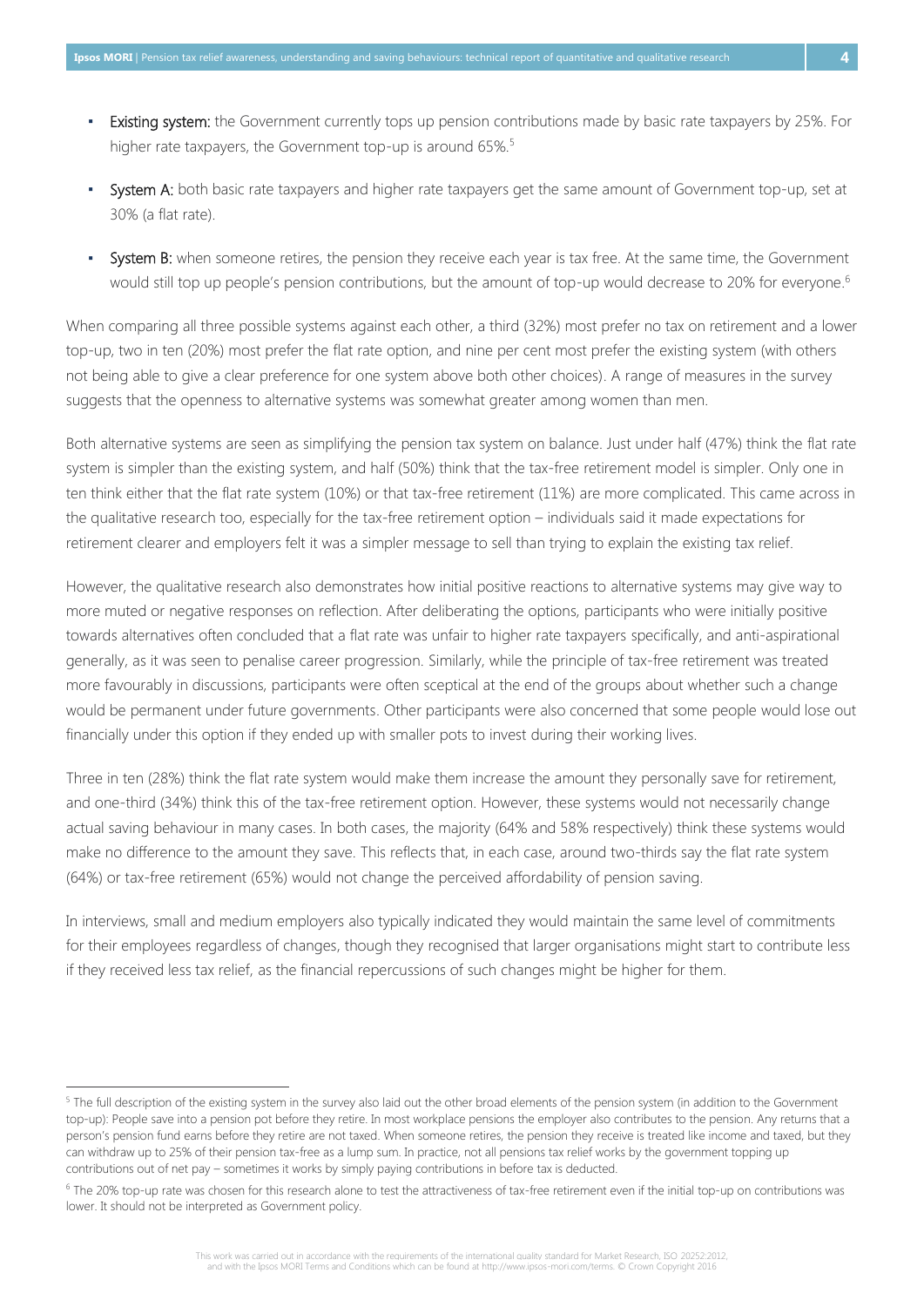- **Existing system:** the Government currently tops up pension contributions made by basic rate taxpayers by 25%. For higher rate taxpayers, the Government top-up is around 65%.[5]
- **System A:** both basic rate taxpayers and higher rate taxpayers get the same amount of Government top-up, set at 30% (a flat rate).
- **System B:** when someone retires, the pension they receive each year is tax free. At the same time, the Government would still top up people's pension contributions, but the amount of top-up would decrease to 20% for everyone.[6]

When comparing all three possible systems against each other, a third (32%) most prefer no tax on retirement and a lower top-up, two in ten (20%) most prefer the flat rate option, and nine per cent most prefer the existing system (with others not being able to give a clear preference for one system above both other choices). A range of measures in the survey suggests that the openness to alternative systems was somewhat greater among women than men.

Both alternative systems are seen as simplifying the pension tax system on balance. Just under half (47%) think the flat rate system is simpler than the existing system, and half (50%) think that the tax-free retirement model is simpler. Only one in ten think either that the flat rate system (10%) or that tax-free retirement (11%) are more complicated. This came across in the qualitative research too, especially for the tax-free retirement option – individuals said it made expectations for retirement clearer and employers felt it was a simpler message to sell than trying to explain the existing tax relief.

However, the qualitative research also demonstrates how initial positive reactions to alternative systems may give way to more muted or negative responses on reflection. After deliberating the options, participants who were initially positive towards alternatives often concluded that a flat rate was unfair to higher rate taxpayers specifically, and anti-aspirational generally, as it was seen to penalise career progression. Similarly, while the principle of tax-free retirement was treated more favourably in discussions, participants were often sceptical at the end of the groups about whether such a change would be permanent under future governments. Other participants were also concerned that some people would lose out financially under this option if they ended up with smaller pots to invest during their working lives.

Three in ten (28%) think the flat rate system would make them increase the amount they personally save for retirement, and one-third (34%) think this of the tax-free retirement option. However, these systems would not necessarily change actual saving behaviour in many cases. In both cases, the majority (64% and 58% respectively) think these systems would make no difference to the amount they save. This reflects that, in each case, around two-thirds say the flat rate system (64%) or tax-free retirement (65%) would not change the perceived affordability of pension saving.

In interviews, small and medium employers also typically indicated they would maintain the same level of commitments for their employees regardless of changes, though they recognised that larger organisations might start to contribute less if they received less tax relief, as the financial repercussions of such changes might be higher for them.

---

[5] The full description of the existing system in the survey also laid out the other broad elements of the pension system (in addition to the Government top-up): People save into a pension pot before they retire. In most workplace pensions the employer also contributes to the pension. Any returns that a person's pension fund earns before they retire are not taxed. When someone retires, the pension they receive is treated like income and taxed, but they can withdraw up to 25% of their pension tax-free as a lump sum. In practice, not all pensions tax relief works by the government topping up contributions out of net pay – sometimes it works by simply paying contributions in before tax is deducted.

[6] The 20% top-up rate was chosen for this research alone to test the attractiveness of tax-free retirement even if the initial top-up on contributions was lower. It should not be interpreted as Government policy.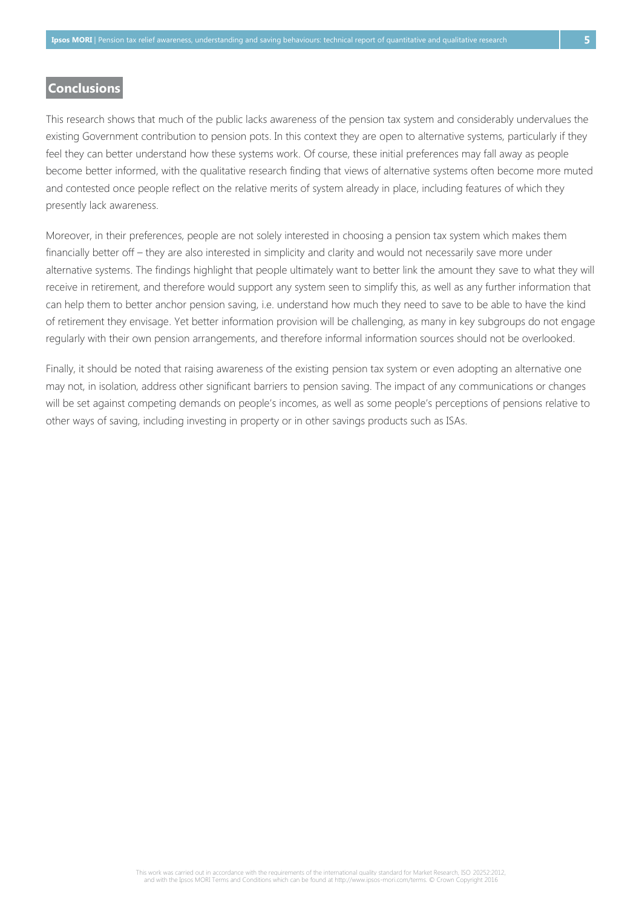## Conclusions

This research shows that much of the public lacks awareness of the pension tax system and considerably undervalues the existing Government contribution to pension pots. In this context they are open to alternative systems, particularly if they feel they can better understand how these systems work. Of course, these initial preferences may fall away as people become better informed, with the qualitative research finding that views of alternative systems often become more muted and contested once people reflect on the relative merits of system already in place, including features of which they presently lack awareness.

Moreover, in their preferences, people are not solely interested in choosing a pension tax system which makes them financially better off – they are also interested in simplicity and clarity and would not necessarily save more under alternative systems. The findings highlight that people ultimately want to better link the amount they save to what they will receive in retirement, and therefore would support any system seen to simplify this, as well as any further information that can help them to better anchor pension saving, i.e. understand how much they need to save to be able to have the kind of retirement they envisage. Yet better information provision will be challenging, as many in key subgroups do not engage regularly with their own pension arrangements, and therefore informal information sources should not be overlooked.

Finally, it should be noted that raising awareness of the existing pension tax system or even adopting an alternative one may not, in isolation, address other significant barriers to pension saving. The impact of any communications or changes will be set against competing demands on people's incomes, as well as some people's perceptions of pensions relative to other ways of saving, including investing in property or in other savings products such as ISAs.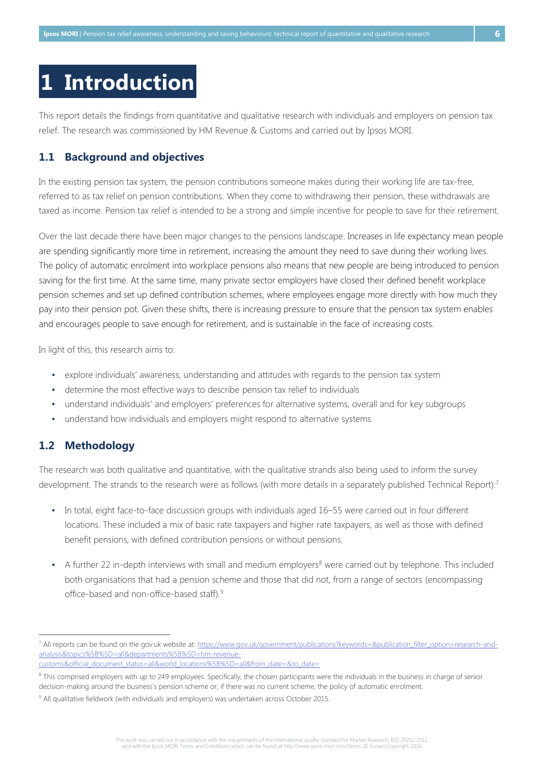# 1 Introduction

This report details the findings from quantitative and qualitative research with individuals and employers on pension tax relief. The research was commissioned by HM Revenue & Customs and carried out by Ipsos MORI.

## 1.1 Background and objectives

In the existing pension tax system, the pension contributions someone makes during their working life are tax-free, referred to as tax relief on pension contributions. When they come to withdrawing their pension, these withdrawals are taxed as income. Pension tax relief is intended to be a strong and simple incentive for people to save for their retirement.

Over the last decade there have been major changes to the pensions landscape. Increases in life expectancy mean people are spending significantly more time in retirement, increasing the amount they need to save during their working lives. The policy of automatic enrolment into workplace pensions also means that new people are being introduced to pension saving for the first time. At the same time, many private sector employers have closed their defined benefit workplace pension schemes and set up defined contribution schemes, where employees engage more directly with how much they pay into their pension pot. Given these shifts, there is increasing pressure to ensure that the pension tax system enables and encourages people to save enough for retirement, and is sustainable in the face of increasing costs.

In light of this, this research aims to:

- explore individuals' awareness, understanding and attitudes with regards to the pension tax system
- determine the most effective ways to describe pension tax relief to individuals
- understand individuals' and employers' preferences for alternative systems, overall and for key subgroups
- understand how individuals and employers might respond to alternative systems.

## 1.2 Methodology

The research was both qualitative and quantitative, with the qualitative strands also being used to inform the survey development. The strands to the research were as follows (with more details in a separately published Technical Report):[7]

- In total, eight face-to-face discussion groups with individuals aged 16–55 were carried out in four different locations. These included a mix of basic rate taxpayers and higher rate taxpayers, as well as those with defined benefit pensions, with defined contribution pensions or without pensions.
- A further 22 in-depth interviews with small and medium employers[8] were carried out by telephone. This included both organisations that had a pension scheme and those that did not, from a range of sectors (encompassing office-based and non-office-based staff).[9]

---

[7] All reports can be found on the gov.uk website at: https://www.gov.uk/government/publications?keywords=&publication_filter_option=research-and-analysis&topics%5B%5D=all&departments%5B%5D=hm-revenue-customs&official_document_status=all&world_locations%5B%5D=all&from_date=&to_date=

[8] This comprised employers with up to 249 employees. Specifically, the chosen participants were the individuals in the business in charge of senior decision-making around the business's pension scheme or, if there was no current scheme, the policy of automatic enrolment.

[9] All qualitative fieldwork (with individuals and employers) was undertaken across October 2015.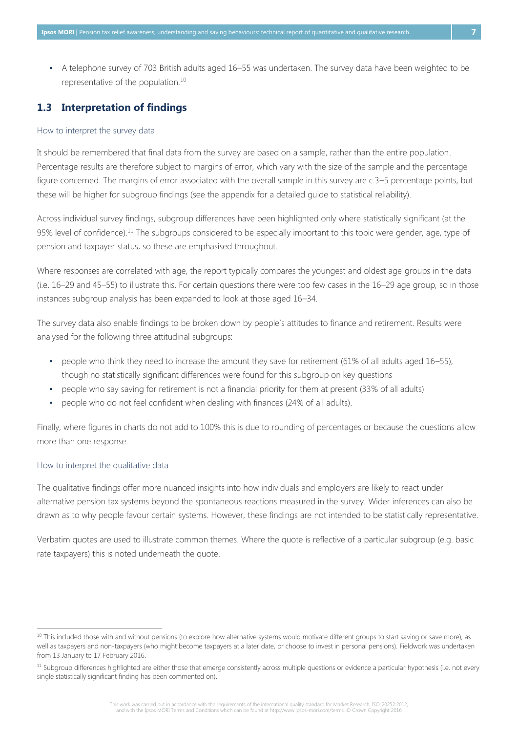- A telephone survey of 703 British adults aged 16–55 was undertaken. The survey data have been weighted to be representative of the population.[10]

## 1.3 Interpretation of findings

### How to interpret the survey data

It should be remembered that final data from the survey are based on a sample, rather than the entire population. Percentage results are therefore subject to margins of error, which vary with the size of the sample and the percentage figure concerned. The margins of error associated with the overall sample in this survey are c.3–5 percentage points, but these will be higher for subgroup findings (see the appendix for a detailed guide to statistical reliability).

Across individual survey findings, subgroup differences have been highlighted only where statistically significant (at the 95% level of confidence).[11] The subgroups considered to be especially important to this topic were gender, age, type of pension and taxpayer status, so these are emphasised throughout.

Where responses are correlated with age, the report typically compares the youngest and oldest age groups in the data (i.e. 16–29 and 45–55) to illustrate this. For certain questions there were too few cases in the 16–29 age group, so in those instances subgroup analysis has been expanded to look at those aged 16–34.

The survey data also enable findings to be broken down by people's attitudes to finance and retirement. Results were analysed for the following three attitudinal subgroups:

- people who think they need to increase the amount they save for retirement (61% of all adults aged 16–55), though no statistically significant differences were found for this subgroup on key questions
- people who say saving for retirement is not a financial priority for them at present (33% of all adults)
- people who do not feel confident when dealing with finances (24% of all adults).

Finally, where figures in charts do not add to 100% this is due to rounding of percentages or because the questions allow more than one response.

### How to interpret the qualitative data

The qualitative findings offer more nuanced insights into how individuals and employers are likely to react under alternative pension tax systems beyond the spontaneous reactions measured in the survey. Wider inferences can also be drawn as to why people favour certain systems. However, these findings are not intended to be statistically representative.

Verbatim quotes are used to illustrate common themes. Where the quote is reflective of a particular subgroup (e.g. basic rate taxpayers) this is noted underneath the quote.

---

[10] This included those with and without pensions (to explore how alternative systems would motivate different groups to start saving or save more), as well as taxpayers and non-taxpayers (who might become taxpayers at a later date, or choose to invest in personal pensions). Fieldwork was undertaken from 13 January to 17 February 2016.

[11] Subgroup differences highlighted are either those that emerge consistently across multiple questions or evidence a particular hypothesis (i.e. not every single statistically significant finding has been commented on).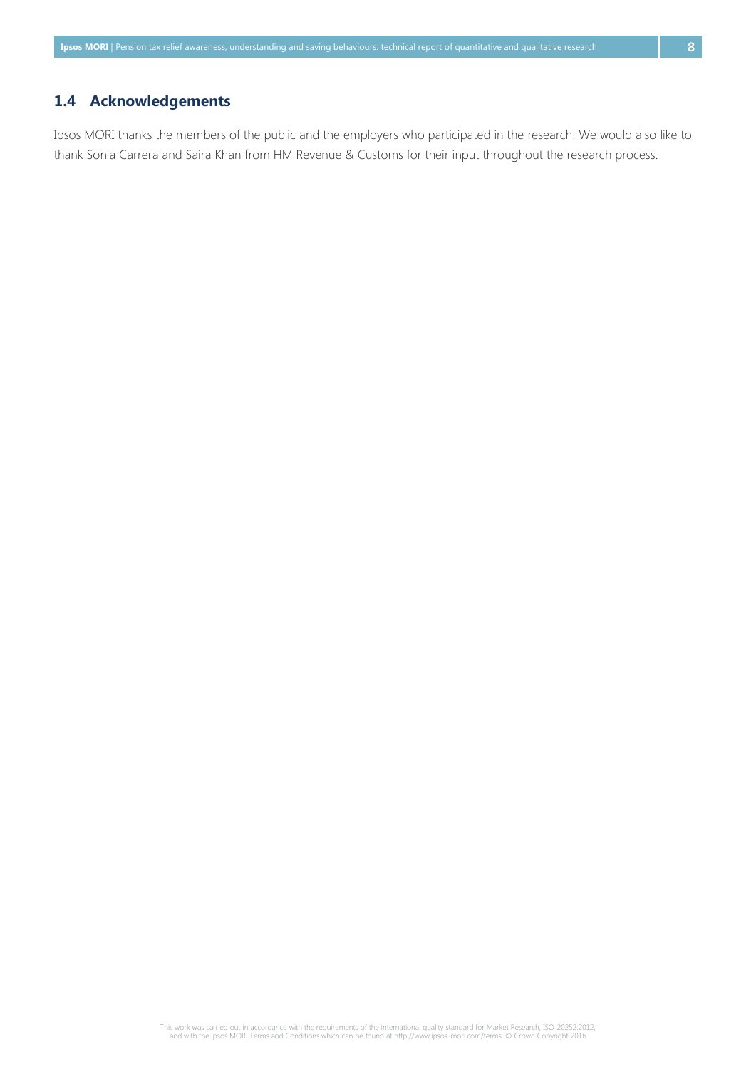## 1.4 Acknowledgements

Ipsos MORI thanks the members of the public and the employers who participated in the research. We would also like to thank Sonia Carrera and Saira Khan from HM Revenue & Customs for their input throughout the research process.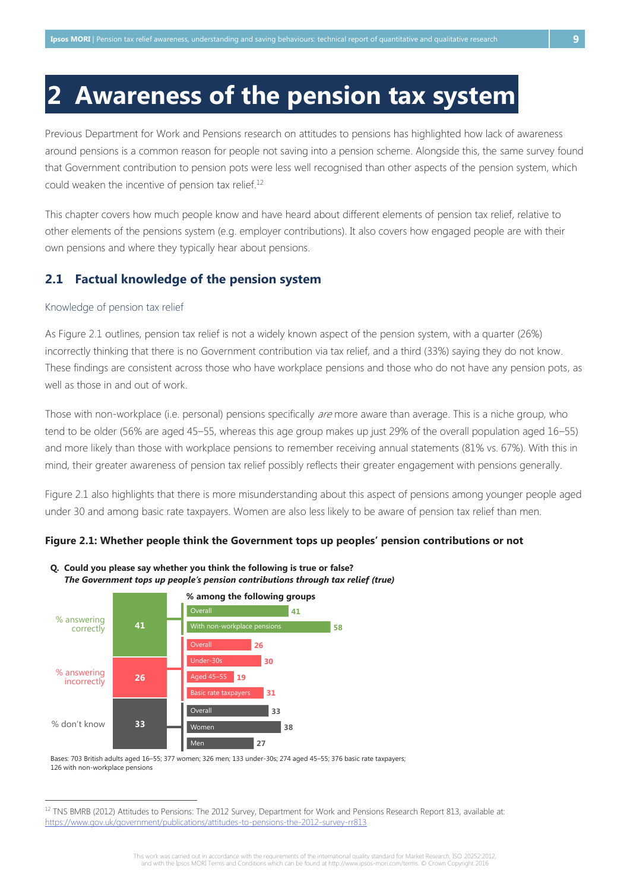# 2 Awareness of the pension tax system

Previous Department for Work and Pensions research on attitudes to pensions has highlighted how lack of awareness around pensions is a common reason for people not saving into a pension scheme. Alongside this, the same survey found that Government contribution to pension pots were less well recognised than other aspects of the pension system, which could weaken the incentive of pension tax relief.[12]

This chapter covers how much people know and have heard about different elements of pension tax relief, relative to other elements of the pensions system (e.g. employer contributions). It also covers how engaged people are with their own pensions and where they typically hear about pensions.

## 2.1 Factual knowledge of the pension system

### Knowledge of pension tax relief

As Figure 2.1 outlines, pension tax relief is not a widely known aspect of the pension system, with a quarter (26%) incorrectly thinking that there is no Government contribution via tax relief, and a third (33%) saying they do not know. These findings are consistent across those who have workplace pensions and those who do not have any pension pots, as well as those in and out of work.

Those with non-workplace (i.e. personal) pensions specifically *are* more aware than average. This is a niche group, who tend to be older (56% are aged 45–55, whereas this age group makes up just 29% of the overall population aged 16–55) and more likely than those with workplace pensions to remember receiving annual statements (81% vs. 67%). With this in mind, their greater awareness of pension tax relief possibly reflects their greater engagement with pensions generally.

Figure 2.1 also highlights that there is more misunderstanding about this aspect of pensions among younger people aged under 30 and among basic rate taxpayers. Women are also less likely to be aware of pension tax relief than men.

**Figure 2.1: Whether people think the Government tops up peoples' pension contributions or not**

**Q. Could you please say whether you think the following is true or false?**
***The Government tops up people's pension contributions through tax relief (true)***

| | Total | % among the following groups | |
|---|---|---|---|
| % answering correctly | 41 | Overall | 41 |
| | | With non-workplace pensions | 58 |
| % answering incorrectly | 26 | Overall | 26 |
| | | Under-30s | 30 |
| | | Aged 45–55 | 19 |
| | | Basic rate taxpayers | 31 |
| % don't know | 33 | Overall | 33 |
| | | Women | 38 |
| | | Men | 27 |

Bases: 703 British adults aged 16–55; 377 women; 326 men; 133 under-30s; 274 aged 45–55; 376 basic rate taxpayers; 126 with non-workplace pensions

[12] TNS BMRB (2012) Attitudes to Pensions: The 2012 Survey, Department for Work and Pensions Research Report 813, available at: https://www.gov.uk/government/publications/attitudes-to-pensions-the-2012-survey-rr813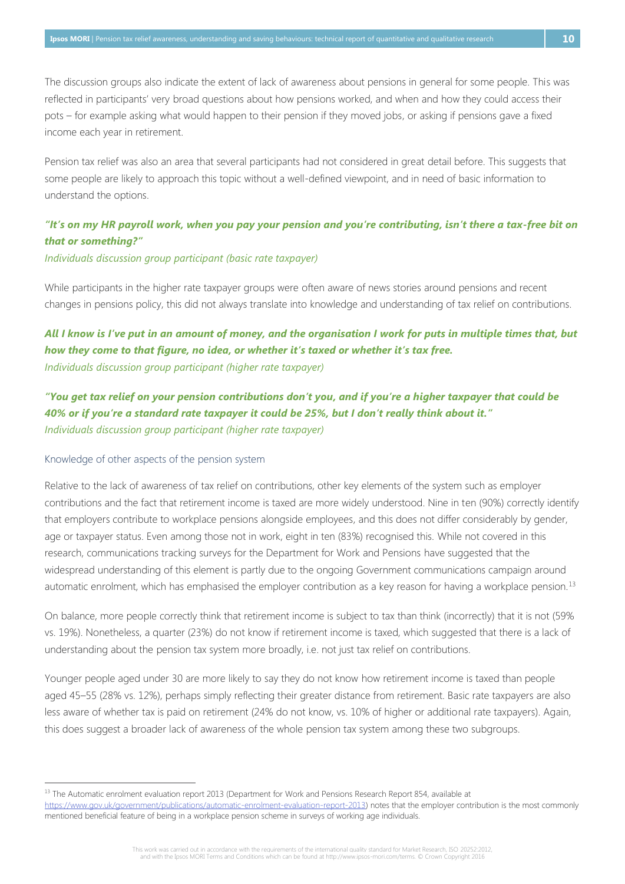The discussion groups also indicate the extent of lack of awareness about pensions in general for some people. This was reflected in participants' very broad questions about how pensions worked, and when and how they could access their pots – for example asking what would happen to their pension if they moved jobs, or asking if pensions gave a fixed income each year in retirement.

Pension tax relief was also an area that several participants had not considered in great detail before. This suggests that some people are likely to approach this topic without a well-defined viewpoint, and in need of basic information to understand the options.

***"It's on my HR payroll work, when you pay your pension and you're contributing, isn't there a tax-free bit on that or something?"***
*Individuals discussion group participant (basic rate taxpayer)*

While participants in the higher rate taxpayer groups were often aware of news stories around pensions and recent changes in pensions policy, this did not always translate into knowledge and understanding of tax relief on contributions.

***All I know is I've put in an amount of money, and the organisation I work for puts in multiple times that, but how they come to that figure, no idea, or whether it's taxed or whether it's tax free.***
*Individuals discussion group participant (higher rate taxpayer)*

***"You get tax relief on your pension contributions don't you, and if you're a higher taxpayer that could be 40% or if you're a standard rate taxpayer it could be 25%, but I don't really think about it."***
*Individuals discussion group participant (higher rate taxpayer)*

### Knowledge of other aspects of the pension system

Relative to the lack of awareness of tax relief on contributions, other key elements of the system such as employer contributions and the fact that retirement income is taxed are more widely understood. Nine in ten (90%) correctly identify that employers contribute to workplace pensions alongside employees, and this does not differ considerably by gender, age or taxpayer status. Even among those not in work, eight in ten (83%) recognised this. While not covered in this research, communications tracking surveys for the Department for Work and Pensions have suggested that the widespread understanding of this element is partly due to the ongoing Government communications campaign around automatic enrolment, which has emphasised the employer contribution as a key reason for having a workplace pension.[13]

On balance, more people correctly think that retirement income is subject to tax than think (incorrectly) that it is not (59% vs. 19%). Nonetheless, a quarter (23%) do not know if retirement income is taxed, which suggested that there is a lack of understanding about the pension tax system more broadly, i.e. not just tax relief on contributions.

Younger people aged under 30 are more likely to say they do not know how retirement income is taxed than people aged 45–55 (28% vs. 12%), perhaps simply reflecting their greater distance from retirement. Basic rate taxpayers are also less aware of whether tax is paid on retirement (24% do not know, vs. 10% of higher or additional rate taxpayers). Again, this does suggest a broader lack of awareness of the whole pension tax system among these two subgroups.

[13] The Automatic enrolment evaluation report 2013 (Department for Work and Pensions Research Report 854, available at https://www.gov.uk/government/publications/automatic-enrolment-evaluation-report-2013) notes that the employer contribution is the most commonly mentioned beneficial feature of being in a workplace pension scheme in surveys of working age individuals.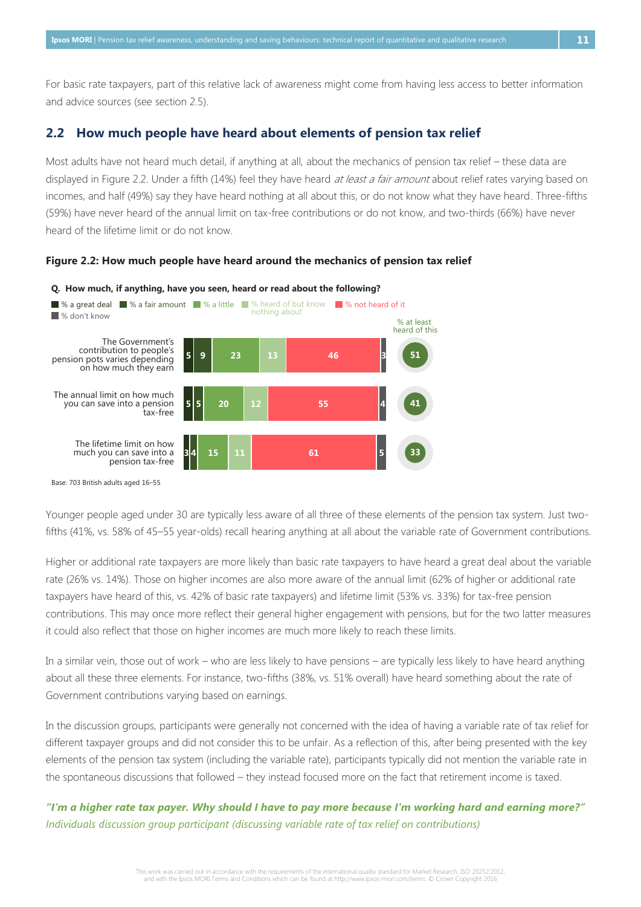For basic rate taxpayers, part of this relative lack of awareness might come from having less access to better information and advice sources (see section 2.5).

## 2.2 How much people have heard about elements of pension tax relief

Most adults have not heard much detail, if anything at all, about the mechanics of pension tax relief – these data are displayed in Figure 2.2. Under a fifth (14%) feel they have heard *at least a fair amount* about relief rates varying based on incomes, and half (49%) say they have heard nothing at all about this, or do not know what they have heard. Three-fifths (59%) have never heard of the annual limit on tax-free contributions or do not know, and two-thirds (66%) have never heard of the lifetime limit or do not know.

**Figure 2.2: How much people have heard around the mechanics of pension tax relief**

**Q. How much, if anything, have you seen, heard or read about the following?**

| | % a great deal | % a fair amount | % a little | % heard of but know nothing about | % not heard of it | % don't know | % at least heard of this |
|---|---|---|---|---|---|---|---|
| The Government's contribution to people's pension pots varies depending on how much they earn | 5 | 9 | 23 | 13 | 46 | 3 | 51 |
| The annual limit on how much you can save into a pension tax-free | 5 | 5 | 20 | 12 | 55 | 4 | 41 |
| The lifetime limit on how much you can save into a pension tax-free | 3 | 4 | 15 | 11 | 61 | 5 | 33 |

Base: 703 British adults aged 16–55

Younger people aged under 30 are typically less aware of all three of these elements of the pension tax system. Just two-fifths (41%, vs. 58% of 45–55 year-olds) recall hearing anything at all about the variable rate of Government contributions.

Higher or additional rate taxpayers are more likely than basic rate taxpayers to have heard a great deal about the variable rate (26% vs. 14%). Those on higher incomes are also more aware of the annual limit (62% of higher or additional rate taxpayers have heard of this, vs. 42% of basic rate taxpayers) and lifetime limit (53% vs. 33%) for tax-free pension contributions. This may once more reflect their general higher engagement with pensions, but for the two latter measures it could also reflect that those on higher incomes are much more likely to reach these limits.

In a similar vein, those out of work – who are less likely to have pensions – are typically less likely to have heard anything about all these three elements. For instance, two-fifths (38%, vs. 51% overall) have heard something about the rate of Government contributions varying based on earnings.

In the discussion groups, participants were generally not concerned with the idea of having a variable rate of tax relief for different taxpayer groups and did not consider this to be unfair. As a reflection of this, after being presented with the key elements of the pension tax system (including the variable rate), participants typically did not mention the variable rate in the spontaneous discussions that followed – they instead focused more on the fact that retirement income is taxed.

***"I'm a higher rate tax payer. Why should I have to pay more because I'm working hard and earning more?"***
*Individuals discussion group participant (discussing variable rate of tax relief on contributions)*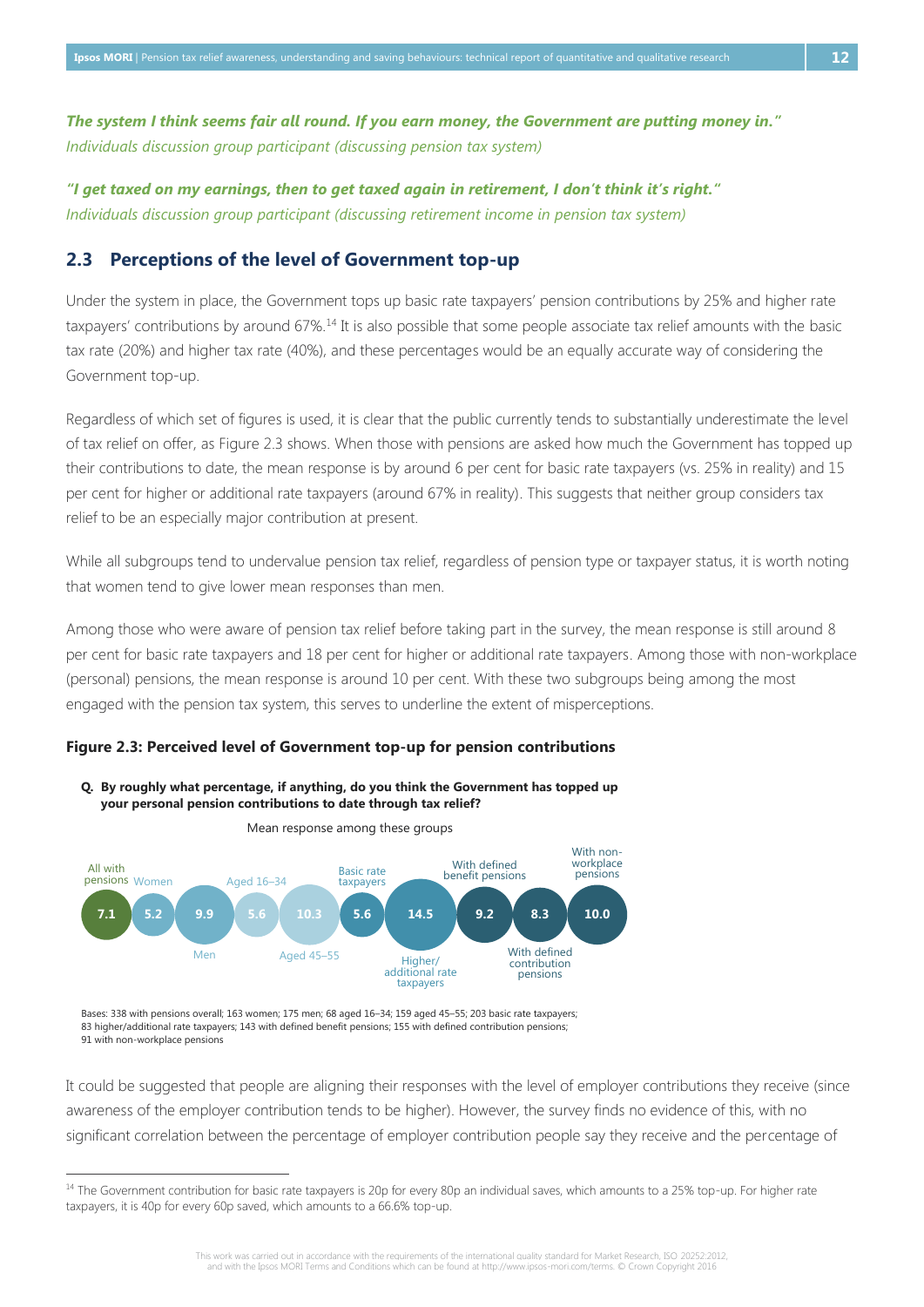*The system I think seems fair all round. If you earn money, the Government are putting money in."*
*Individuals discussion group participant (discussing pension tax system)*

*"I get taxed on my earnings, then to get taxed again in retirement, I don't think it's right."*
*Individuals discussion group participant (discussing retirement income in pension tax system)*

## 2.3 Perceptions of the level of Government top-up

Under the system in place, the Government tops up basic rate taxpayers' pension contributions by 25% and higher rate taxpayers' contributions by around 67%.[14] It is also possible that some people associate tax relief amounts with the basic tax rate (20%) and higher tax rate (40%), and these percentages would be an equally accurate way of considering the Government top-up.

Regardless of which set of figures is used, it is clear that the public currently tends to substantially underestimate the level of tax relief on offer, as Figure 2.3 shows. When those with pensions are asked how much the Government has topped up their contributions to date, the mean response is by around 6 per cent for basic rate taxpayers (vs. 25% in reality) and 15 per cent for higher or additional rate taxpayers (around 67% in reality). This suggests that neither group considers tax relief to be an especially major contribution at present.

While all subgroups tend to undervalue pension tax relief, regardless of pension type or taxpayer status, it is worth noting that women tend to give lower mean responses than men.

Among those who were aware of pension tax relief before taking part in the survey, the mean response is still around 8 per cent for basic rate taxpayers and 18 per cent for higher or additional rate taxpayers. Among those with non-workplace (personal) pensions, the mean response is around 10 per cent. With these two subgroups being among the most engaged with the pension tax system, this serves to underline the extent of misperceptions.

**Figure 2.3: Perceived level of Government top-up for pension contributions**

**Q. By roughly what percentage, if anything, do you think the Government has topped up your personal pension contributions to date through tax relief?**

Mean response among these groups

| Group | Mean response |
|---|---|
| All with pensions | 7.1 |
| Women | 5.2 |
| Men | 9.9 |
| Aged 16–34 | 5.6 |
| Aged 45–55 | 10.3 |
| Basic rate taxpayers | 5.6 |
| Higher/additional rate taxpayers | 14.5 |
| With defined benefit pensions | 9.2 |
| With defined contribution pensions | 8.3 |
| With non-workplace pensions | 10.0 |

Bases: 338 with pensions overall; 163 women; 175 men; 68 aged 16–34; 159 aged 45–55; 203 basic rate taxpayers; 83 higher/additional rate taxpayers; 143 with defined benefit pensions; 155 with defined contribution pensions; 91 with non-workplace pensions

It could be suggested that people are aligning their responses with the level of employer contributions they receive (since awareness of the employer contribution tends to be higher). However, the survey finds no evidence of this, with no significant correlation between the percentage of employer contribution people say they receive and the percentage of

[14] The Government contribution for basic rate taxpayers is 20p for every 80p an individual saves, which amounts to a 25% top-up. For higher rate taxpayers, it is 40p for every 60p saved, which amounts to a 66.6% top-up.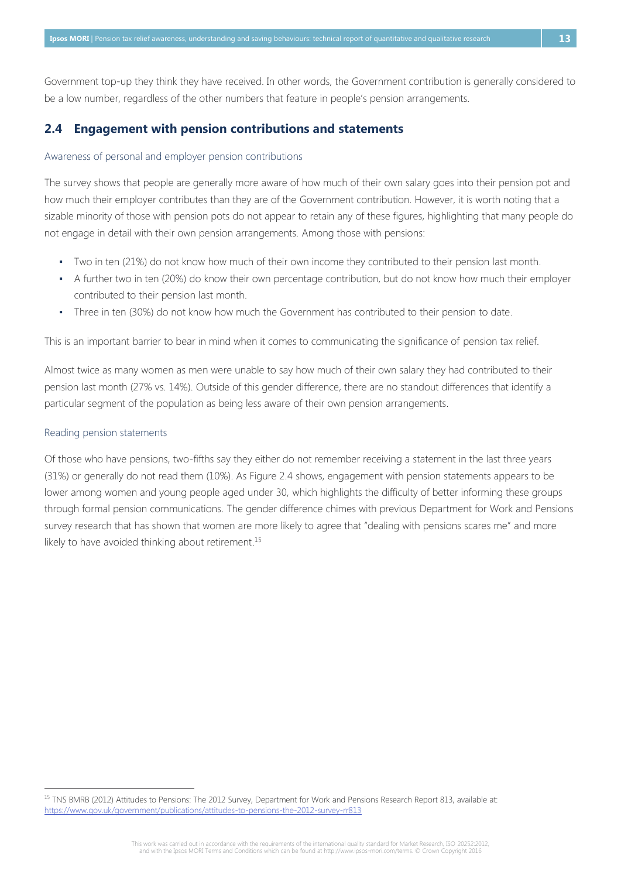Government top-up they think they have received. In other words, the Government contribution is generally considered to be a low number, regardless of the other numbers that feature in people's pension arrangements.

## 2.4 Engagement with pension contributions and statements

### Awareness of personal and employer pension contributions

The survey shows that people are generally more aware of how much of their own salary goes into their pension pot and how much their employer contributes than they are of the Government contribution. However, it is worth noting that a sizable minority of those with pension pots do not appear to retain any of these figures, highlighting that many people do not engage in detail with their own pension arrangements. Among those with pensions:

- Two in ten (21%) do not know how much of their own income they contributed to their pension last month.
- A further two in ten (20%) do know their own percentage contribution, but do not know how much their employer contributed to their pension last month.
- Three in ten (30%) do not know how much the Government has contributed to their pension to date.

This is an important barrier to bear in mind when it comes to communicating the significance of pension tax relief.

Almost twice as many women as men were unable to say how much of their own salary they had contributed to their pension last month (27% vs. 14%). Outside of this gender difference, there are no standout differences that identify a particular segment of the population as being less aware of their own pension arrangements.

### Reading pension statements

Of those who have pensions, two-fifths say they either do not remember receiving a statement in the last three years (31%) or generally do not read them (10%). As Figure 2.4 shows, engagement with pension statements appears to be lower among women and young people aged under 30, which highlights the difficulty of better informing these groups through formal pension communications. The gender difference chimes with previous Department for Work and Pensions survey research that has shown that women are more likely to agree that "dealing with pensions scares me" and more likely to have avoided thinking about retirement.[15]

[15] TNS BMRB (2012) Attitudes to Pensions: The 2012 Survey, Department for Work and Pensions Research Report 813, available at: https://www.gov.uk/government/publications/attitudes-to-pensions-the-2012-survey-rr813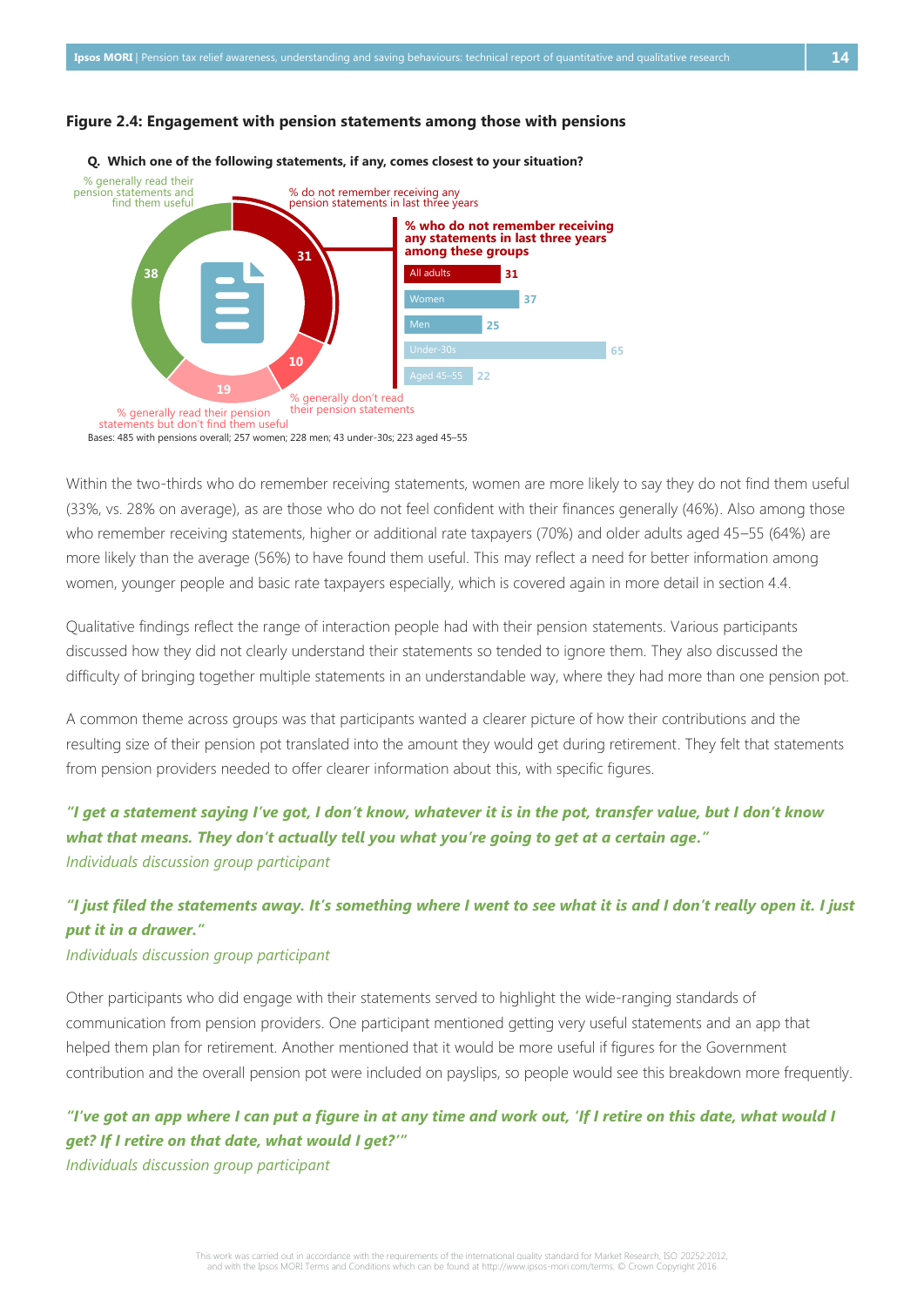**Figure 2.4: Engagement with pension statements among those with pensions**

**Q. Which one of the following statements, if any, comes closest to your situation?**

- % generally read their pension statements and find them useful: 38
- % do not remember receiving any pension statements in last three years: 31
- % generally don't read their pension statements: 10
- % generally read their pension statements but don't find them useful: 19

**% who do not remember receiving any statements in last three years among these groups**

| Group | % |
|---|---|
| All adults | 31 |
| Women | 37 |
| Men | 25 |
| Under-30s | 65 |
| Aged 45–55 | 22 |

Bases: 485 with pensions overall; 257 women; 228 men; 43 under-30s; 223 aged 45–55

Within the two-thirds who do remember receiving statements, women are more likely to say they do not find them useful (33%, vs. 28% on average), as are those who do not feel confident with their finances generally (46%). Also among those who remember receiving statements, higher or additional rate taxpayers (70%) and older adults aged 45–55 (64%) are more likely than the average (56%) to have found them useful. This may reflect a need for better information among women, younger people and basic rate taxpayers especially, which is covered again in more detail in section 4.4.

Qualitative findings reflect the range of interaction people had with their pension statements. Various participants discussed how they did not clearly understand their statements so tended to ignore them. They also discussed the difficulty of bringing together multiple statements in an understandable way, where they had more than one pension pot.

A common theme across groups was that participants wanted a clearer picture of how their contributions and the resulting size of their pension pot translated into the amount they would get during retirement. They felt that statements from pension providers needed to offer clearer information about this, with specific figures.

***"I get a statement saying I've got, I don't know, whatever it is in the pot, transfer value, but I don't know what that means. They don't actually tell you what you're going to get at a certain age."***
*Individuals discussion group participant*

***"I just filed the statements away. It's something where I went to see what it is and I don't really open it. I just put it in a drawer."***
*Individuals discussion group participant*

Other participants who did engage with their statements served to highlight the wide-ranging standards of communication from pension providers. One participant mentioned getting very useful statements and an app that helped them plan for retirement. Another mentioned that it would be more useful if figures for the Government contribution and the overall pension pot were included on payslips, so people would see this breakdown more frequently.

***"I've got an app where I can put a figure in at any time and work out, 'If I retire on this date, what would I get? If I retire on that date, what would I get?'"***
*Individuals discussion group participant*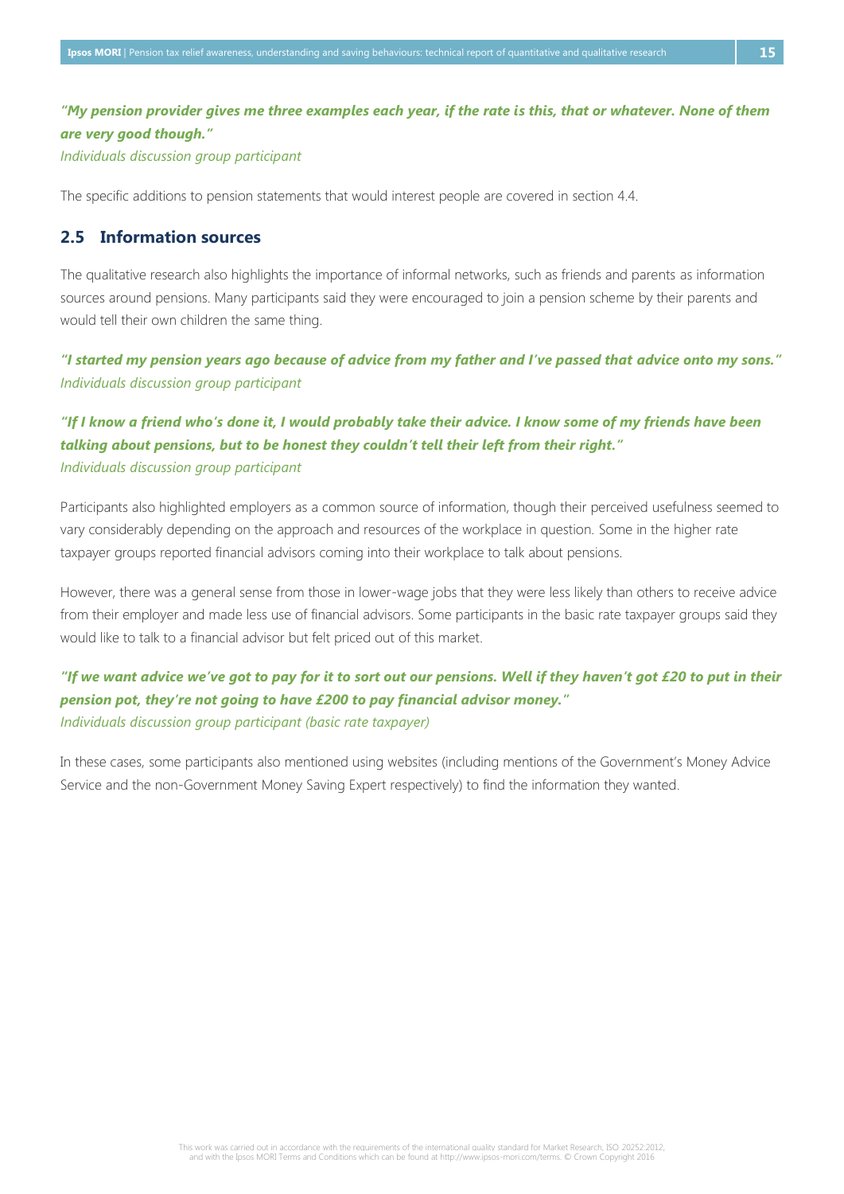***"My pension provider gives me three examples each year, if the rate is this, that or whatever. None of them are very good though."***
*Individuals discussion group participant*

The specific additions to pension statements that would interest people are covered in section 4.4.

## 2.5 Information sources

The qualitative research also highlights the importance of informal networks, such as friends and parents as information sources around pensions. Many participants said they were encouraged to join a pension scheme by their parents and would tell their own children the same thing.

***"I started my pension years ago because of advice from my father and I've passed that advice onto my sons."***
*Individuals discussion group participant*

***"If I know a friend who's done it, I would probably take their advice. I know some of my friends have been talking about pensions, but to be honest they couldn't tell their left from their right."***
*Individuals discussion group participant*

Participants also highlighted employers as a common source of information, though their perceived usefulness seemed to vary considerably depending on the approach and resources of the workplace in question. Some in the higher rate taxpayer groups reported financial advisors coming into their workplace to talk about pensions.

However, there was a general sense from those in lower-wage jobs that they were less likely than others to receive advice from their employer and made less use of financial advisors. Some participants in the basic rate taxpayer groups said they would like to talk to a financial advisor but felt priced out of this market.

***"If we want advice we've got to pay for it to sort out our pensions. Well if they haven't got £20 to put in their pension pot, they're not going to have £200 to pay financial advisor money."***
*Individuals discussion group participant (basic rate taxpayer)*

In these cases, some participants also mentioned using websites (including mentions of the Government's Money Advice Service and the non-Government Money Saving Expert respectively) to find the information they wanted.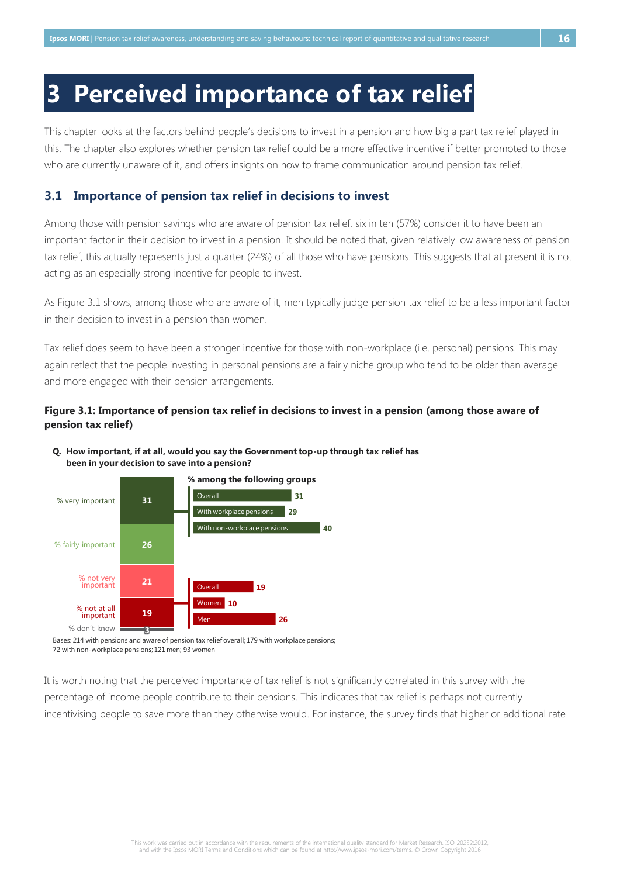# 3 Perceived importance of tax relief

This chapter looks at the factors behind people's decisions to invest in a pension and how big a part tax relief played in this. The chapter also explores whether pension tax relief could be a more effective incentive if better promoted to those who are currently unaware of it, and offers insights on how to frame communication around pension tax relief.

## 3.1 Importance of pension tax relief in decisions to invest

Among those with pension savings who are aware of pension tax relief, six in ten (57%) consider it to have been an important factor in their decision to invest in a pension. It should be noted that, given relatively low awareness of pension tax relief, this actually represents just a quarter (24%) of all those who have pensions. This suggests that at present it is not acting as an especially strong incentive for people to invest.

As Figure 3.1 shows, among those who are aware of it, men typically judge pension tax relief to be a less important factor in their decision to invest in a pension than women.

Tax relief does seem to have been a stronger incentive for those with non-workplace (i.e. personal) pensions. This may again reflect that the people investing in personal pensions are a fairly niche group who tend to be older than average and more engaged with their pension arrangements.

**Figure 3.1: Importance of pension tax relief in decisions to invest in a pension (among those aware of pension tax relief)**

**Q. How important, if at all, would you say the Government top-up through tax relief has been in your decision to save into a pension?**

| Response | % |
|---|---|
| % very important | 31 |
| % fairly important | 26 |
| % not very important | 21 |
| % not at all important | 19 |
| % don't know | 3 |

**% among the following groups**

| % very important | % |
|---|---|
| Overall | 31 |
| With workplace pensions | 29 |
| With non-workplace pensions | 40 |

| % not at all important | % |
|---|---|
| Overall | 19 |
| Women | 10 |
| Men | 26 |

Bases: 214 with pensions and aware of pension tax relief overall; 179 with workplace pensions; 72 with non-workplace pensions; 121 men; 93 women

It is worth noting that the perceived importance of tax relief is not significantly correlated in this survey with the percentage of income people contribute to their pensions. This indicates that tax relief is perhaps not currently incentivising people to save more than they otherwise would. For instance, the survey finds that higher or additional rate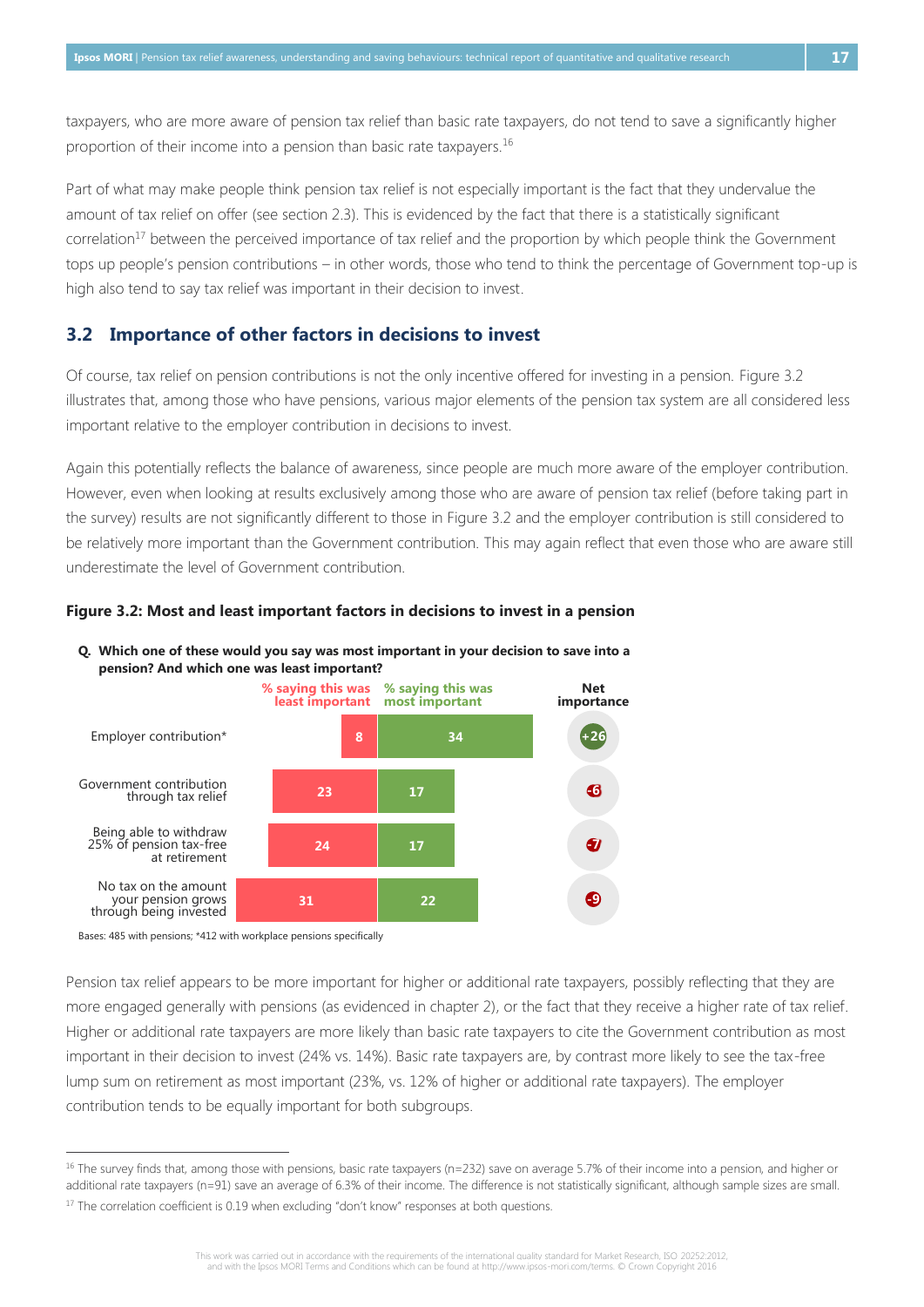taxpayers, who are more aware of pension tax relief than basic rate taxpayers, do not tend to save a significantly higher proportion of their income into a pension than basic rate taxpayers.[16]

Part of what may make people think pension tax relief is not especially important is the fact that they undervalue the amount of tax relief on offer (see section 2.3). This is evidenced by the fact that there is a statistically significant correlation[17] between the perceived importance of tax relief and the proportion by which people think the Government tops up people's pension contributions – in other words, those who tend to think the percentage of Government top-up is high also tend to say tax relief was important in their decision to invest.

## 3.2 Importance of other factors in decisions to invest

Of course, tax relief on pension contributions is not the only incentive offered for investing in a pension. Figure 3.2 illustrates that, among those who have pensions, various major elements of the pension tax system are all considered less important relative to the employer contribution in decisions to invest.

Again this potentially reflects the balance of awareness, since people are much more aware of the employer contribution. However, even when looking at results exclusively among those who are aware of pension tax relief (before taking part in the survey) results are not significantly different to those in Figure 3.2 and the employer contribution is still considered to be relatively more important than the Government contribution. This may again reflect that even those who are aware still underestimate the level of Government contribution.

**Figure 3.2: Most and least important factors in decisions to invest in a pension**

**Q. Which one of these would you say was most important in your decision to save into a pension? And which one was least important?**

| | % saying this was least important | % saying this was most important | Net importance |
|---|---|---|---|
| Employer contribution* | 8 | 34 | +26 |
| Government contribution through tax relief | 23 | 17 | -6 |
| Being able to withdraw 25% of pension tax-free at retirement | 24 | 17 | -7 |
| No tax on the amount your pension grows through being invested | 31 | 22 | -9 |

Bases: 485 with pensions; *412 with workplace pensions specifically

Pension tax relief appears to be more important for higher or additional rate taxpayers, possibly reflecting that they are more engaged generally with pensions (as evidenced in chapter 2), or the fact that they receive a higher rate of tax relief. Higher or additional rate taxpayers are more likely than basic rate taxpayers to cite the Government contribution as most important in their decision to invest (24% vs. 14%). Basic rate taxpayers are, by contrast more likely to see the tax-free lump sum on retirement as most important (23%, vs. 12% of higher or additional rate taxpayers). The employer contribution tends to be equally important for both subgroups.

[16] The survey finds that, among those with pensions, basic rate taxpayers (n=232) save on average 5.7% of their income into a pension, and higher or additional rate taxpayers (n=91) save an average of 6.3% of their income. The difference is not statistically significant, although sample sizes are small.

[17] The correlation coefficient is 0.19 when excluding "don't know" responses at both questions.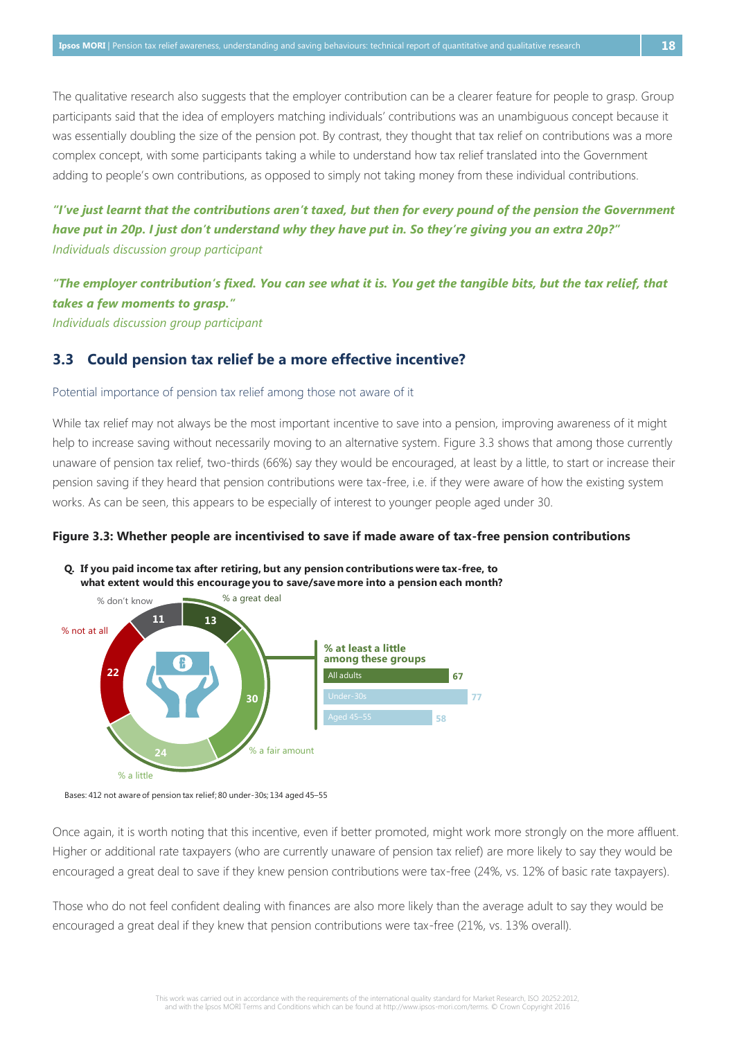The qualitative research also suggests that the employer contribution can be a clearer feature for people to grasp. Group participants said that the idea of employers matching individuals' contributions was an unambiguous concept because it was essentially doubling the size of the pension pot. By contrast, they thought that tax relief on contributions was a more complex concept, with some participants taking a while to understand how tax relief translated into the Government adding to people's own contributions, as opposed to simply not taking money from these individual contributions.

***"I've just learnt that the contributions aren't taxed, but then for every pound of the pension the Government have put in 20p. I just don't understand why they have put in. So they're giving you an extra 20p?"***
*Individuals discussion group participant*

***"The employer contribution's fixed. You can see what it is. You get the tangible bits, but the tax relief, that takes a few moments to grasp."***
*Individuals discussion group participant*

## 3.3 Could pension tax relief be a more effective incentive?

Potential importance of pension tax relief among those not aware of it

While tax relief may not always be the most important incentive to save into a pension, improving awareness of it might help to increase saving without necessarily moving to an alternative system. Figure 3.3 shows that among those currently unaware of pension tax relief, two-thirds (66%) say they would be encouraged, at least by a little, to start or increase their pension saving if they heard that pension contributions were tax-free, i.e. if they were aware of how the existing system works. As can be seen, this appears to be especially of interest to younger people aged under 30.

**Figure 3.3: Whether people are incentivised to save if made aware of tax-free pension contributions**

**Q. If you paid income tax after retiring, but any pension contributions were tax-free, to what extent would this encourage you to save/save more into a pension each month?**

| Response | % |
|---|---|
| % a great deal | 13 |
| % a fair amount | 30 |
| % a little | 24 |
| % not at all | 22 |
| % don't know | 11 |

**% at least a little among these groups**

| Group | % |
|---|---|
| All adults | 67 |
| Under-30s | 77 |
| Aged 45–55 | 58 |

Bases: 412 not aware of pension tax relief; 80 under-30s; 134 aged 45–55

Once again, it is worth noting that this incentive, even if better promoted, might work more strongly on the more affluent. Higher or additional rate taxpayers (who are currently unaware of pension tax relief) are more likely to say they would be encouraged a great deal to save if they knew pension contributions were tax-free (24%, vs. 12% of basic rate taxpayers).

Those who do not feel confident dealing with finances are also more likely than the average adult to say they would be encouraged a great deal if they knew that pension contributions were tax-free (21%, vs. 13% overall).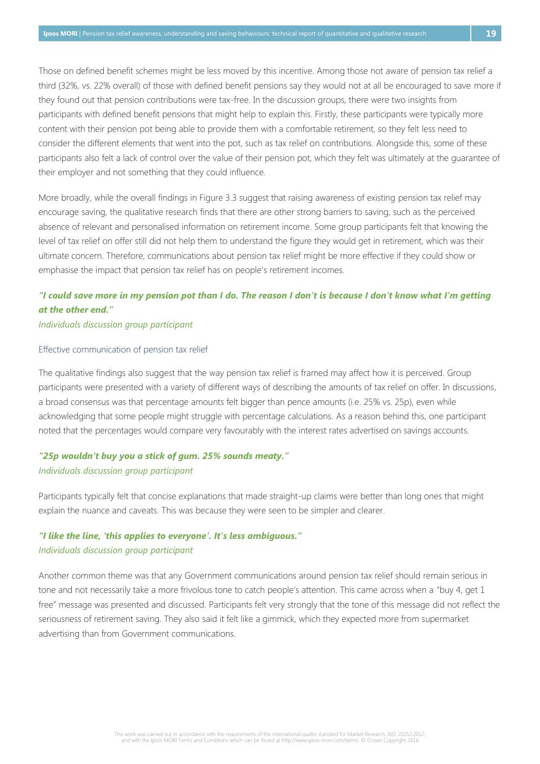Those on defined benefit schemes might be less moved by this incentive. Among those not aware of pension tax relief a third (32%, vs. 22% overall) of those with defined benefit pensions say they would not at all be encouraged to save more if they found out that pension contributions were tax-free. In the discussion groups, there were two insights from participants with defined benefit pensions that might help to explain this. Firstly, these participants were typically more content with their pension pot being able to provide them with a comfortable retirement, so they felt less need to consider the different elements that went into the pot, such as tax relief on contributions. Alongside this, some of these participants also felt a lack of control over the value of their pension pot, which they felt was ultimately at the guarantee of their employer and not something that they could influence.

More broadly, while the overall findings in Figure 3.3 suggest that raising awareness of existing pension tax relief may encourage saving, the qualitative research finds that there are other strong barriers to saving, such as the perceived absence of relevant and personalised information on retirement income. Some group participants felt that knowing the level of tax relief on offer still did not help them to understand the figure they would get in retirement, which was their ultimate concern. Therefore, communications about pension tax relief might be more effective if they could show or emphasise the impact that pension tax relief has on people's retirement incomes.

***"I could save more in my pension pot than I do. The reason I don't is because I don't know what I'm getting at the other end."***
*Individuals discussion group participant*

### Effective communication of pension tax relief

The qualitative findings also suggest that the way pension tax relief is framed may affect how it is perceived. Group participants were presented with a variety of different ways of describing the amounts of tax relief on offer. In discussions, a broad consensus was that percentage amounts felt bigger than pence amounts (i.e. 25% vs. 25p), even while acknowledging that some people might struggle with percentage calculations. As a reason behind this, one participant noted that the percentages would compare very favourably with the interest rates advertised on savings accounts.

***"25p wouldn't buy you a stick of gum. 25% sounds meaty."***
*Individuals discussion group participant*

Participants typically felt that concise explanations that made straight-up claims were better than long ones that might explain the nuance and caveats. This was because they were seen to be simpler and clearer.

***"I like the line, 'this applies to everyone'. It's less ambiguous."***
*Individuals discussion group participant*

Another common theme was that any Government communications around pension tax relief should remain serious in tone and not necessarily take a more frivolous tone to catch people's attention. This came across when a "buy 4, get 1 free" message was presented and discussed. Participants felt very strongly that the tone of this message did not reflect the seriousness of retirement saving. They also said it felt like a gimmick, which they expected more from supermarket advertising than from Government communications.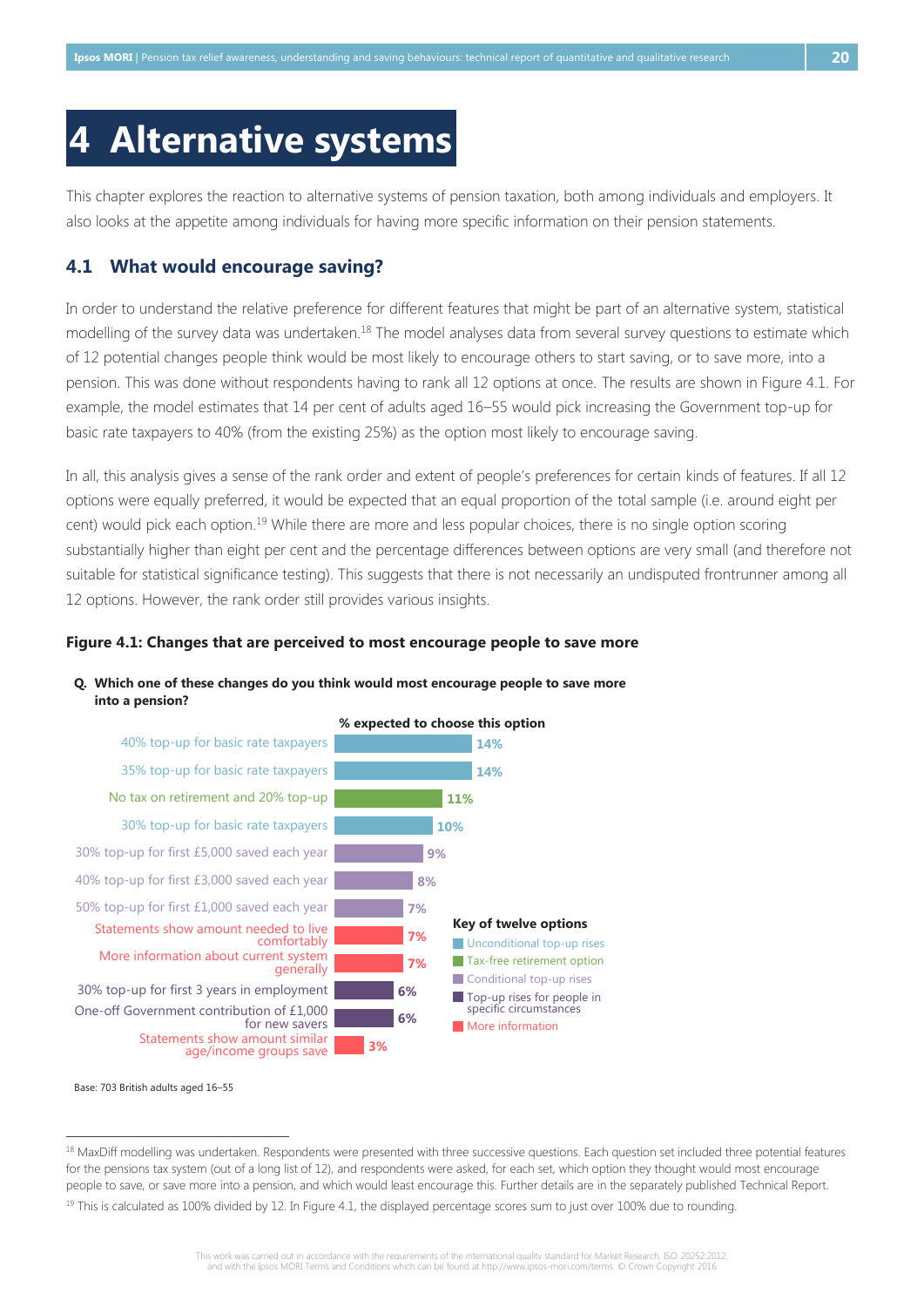# 4 Alternative systems

This chapter explores the reaction to alternative systems of pension taxation, both among individuals and employers. It also looks at the appetite among individuals for having more specific information on their pension statements.

## 4.1 What would encourage saving?

In order to understand the relative preference for different features that might be part of an alternative system, statistical modelling of the survey data was undertaken.[18] The model analyses data from several survey questions to estimate which of 12 potential changes people think would be most likely to encourage others to start saving, or to save more, into a pension. This was done without respondents having to rank all 12 options at once. The results are shown in Figure 4.1. For example, the model estimates that 14 per cent of adults aged 16–55 would pick increasing the Government top-up for basic rate taxpayers to 40% (from the existing 25%) as the option most likely to encourage saving.

In all, this analysis gives a sense of the rank order and extent of people's preferences for certain kinds of features. If all 12 options were equally preferred, it would be expected that an equal proportion of the total sample (i.e. around eight per cent) would pick each option.[19] While there are more and less popular choices, there is no single option scoring substantially higher than eight per cent and the percentage differences between options are very small (and therefore not suitable for statistical significance testing). This suggests that there is not necessarily an undisputed frontrunner among all 12 options. However, the rank order still provides various insights.

**Figure 4.1: Changes that are perceived to most encourage people to save more**

**Q. Which one of these changes do you think would most encourage people to save more into a pension?**

| Option | Key | % expected to choose this option |
|---|---|---|
| 40% top-up for basic rate taxpayers | Unconditional top-up rises | 14% |
| 35% top-up for basic rate taxpayers | Unconditional top-up rises | 14% |
| No tax on retirement and 20% top-up | Tax-free retirement option | 11% |
| 30% top-up for basic rate taxpayers | Unconditional top-up rises | 10% |
| 30% top-up for first £5,000 saved each year | Conditional top-up rises | 9% |
| 40% top-up for first £3,000 saved each year | Conditional top-up rises | 8% |
| 50% top-up for first £1,000 saved each year | Conditional top-up rises | 7% |
| Statements show amount needed to live comfortably | More information | 7% |
| More information about current system generally | More information | 7% |
| 30% top-up for first 3 years in employment | Top-up rises for people in specific circumstances | 6% |
| One-off Government contribution of £1,000 for new savers | Top-up rises for people in specific circumstances | 6% |
| Statements show amount similar age/income groups save | More information | 3% |

Base: 703 British adults aged 16–55

[18] MaxDiff modelling was undertaken. Respondents were presented with three successive questions. Each question set included three potential features for the pensions tax system (out of a long list of 12), and respondents were asked, for each set, which option they thought would most encourage people to save, or save more into a pension, and which would least encourage this. Further details are in the separately published Technical Report.

[19] This is calculated as 100% divided by 12. In Figure 4.1, the displayed percentage scores sum to just over 100% due to rounding.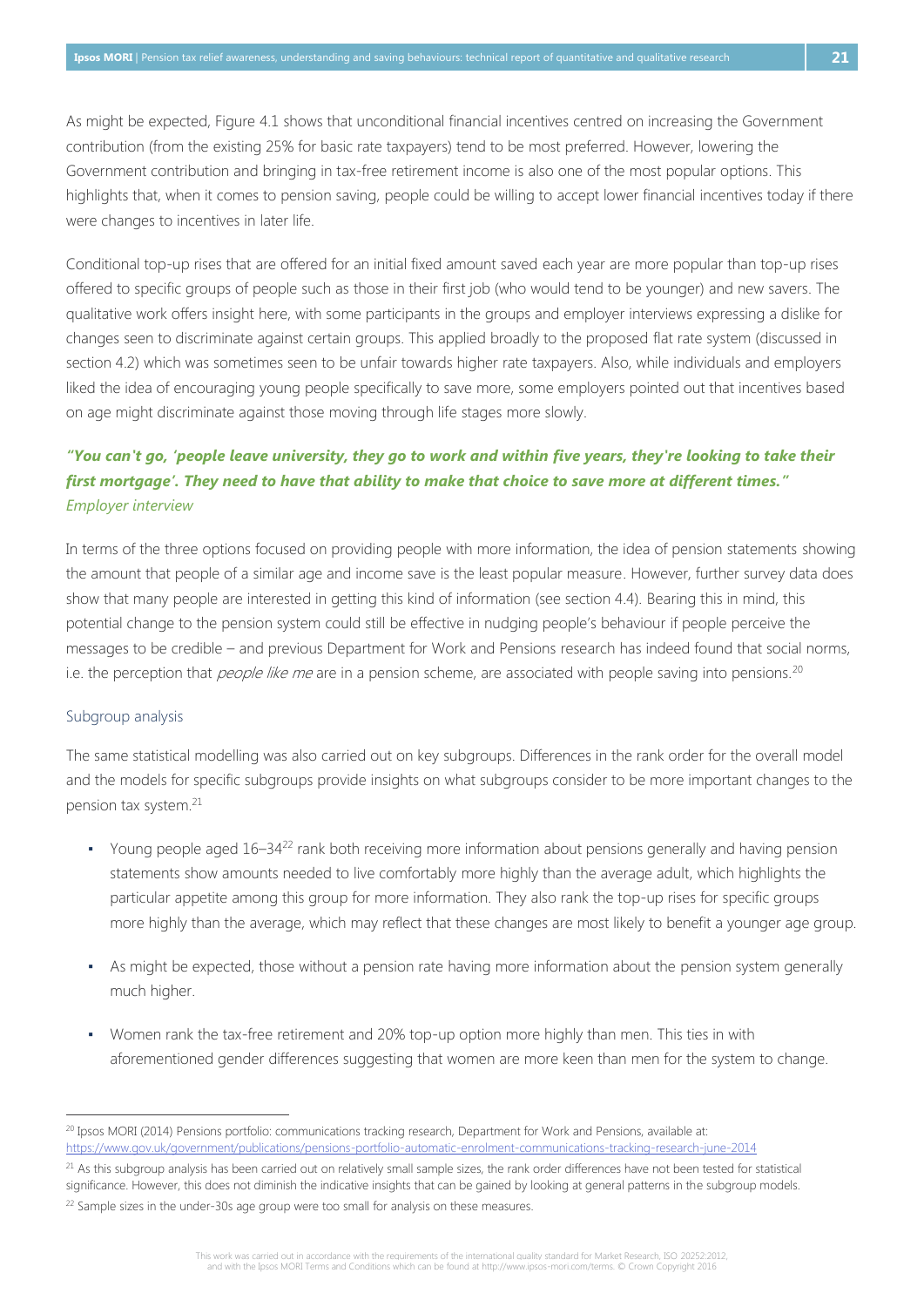As might be expected, Figure 4.1 shows that unconditional financial incentives centred on increasing the Government contribution (from the existing 25% for basic rate taxpayers) tend to be most preferred. However, lowering the Government contribution and bringing in tax-free retirement income is also one of the most popular options. This highlights that, when it comes to pension saving, people could be willing to accept lower financial incentives today if there were changes to incentives in later life.

Conditional top-up rises that are offered for an initial fixed amount saved each year are more popular than top-up rises offered to specific groups of people such as those in their first job (who would tend to be younger) and new savers. The qualitative work offers insight here, with some participants in the groups and employer interviews expressing a dislike for changes seen to discriminate against certain groups. This applied broadly to the proposed flat rate system (discussed in section 4.2) which was sometimes seen to be unfair towards higher rate taxpayers. Also, while individuals and employers liked the idea of encouraging young people specifically to save more, some employers pointed out that incentives based on age might discriminate against those moving through life stages more slowly.

***"You can't go, 'people leave university, they go to work and within five years, they're looking to take their first mortgage'. They need to have that ability to make that choice to save more at different times."***
*Employer interview*

In terms of the three options focused on providing people with more information, the idea of pension statements showing the amount that people of a similar age and income save is the least popular measure. However, further survey data does show that many people are interested in getting this kind of information (see section 4.4). Bearing this in mind, this potential change to the pension system could still be effective in nudging people's behaviour if people perceive the messages to be credible – and previous Department for Work and Pensions research has indeed found that social norms, i.e. the perception that *people like me* are in a pension scheme, are associated with people saving into pensions.[20]

### Subgroup analysis

The same statistical modelling was also carried out on key subgroups. Differences in the rank order for the overall model and the models for specific subgroups provide insights on what subgroups consider to be more important changes to the pension tax system.[21]

- Young people aged 16–34[22] rank both receiving more information about pensions generally and having pension statements show amounts needed to live comfortably more highly than the average adult, which highlights the particular appetite among this group for more information. They also rank the top-up rises for specific groups more highly than the average, which may reflect that these changes are most likely to benefit a younger age group.
- As might be expected, those without a pension rate having more information about the pension system generally much higher.
- Women rank the tax-free retirement and 20% top-up option more highly than men. This ties in with aforementioned gender differences suggesting that women are more keen than men for the system to change.

---

[20] Ipsos MORI (2014) Pensions portfolio: communications tracking research, Department for Work and Pensions, available at: https://www.gov.uk/government/publications/pensions-portfolio-automatic-enrolment-communications-tracking-research-june-2014

[21] As this subgroup analysis has been carried out on relatively small sample sizes, the rank order differences have not been tested for statistical significance. However, this does not diminish the indicative insights that can be gained by looking at general patterns in the subgroup models.

[22] Sample sizes in the under-30s age group were too small for analysis on these measures.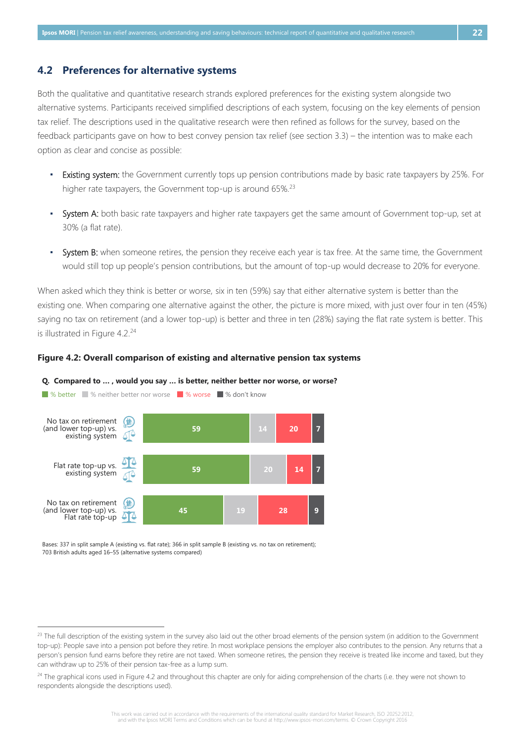## 4.2 Preferences for alternative systems

Both the qualitative and quantitative research strands explored preferences for the existing system alongside two alternative systems. Participants received simplified descriptions of each system, focusing on the key elements of pension tax relief. The descriptions used in the qualitative research were then refined as follows for the survey, based on the feedback participants gave on how to best convey pension tax relief (see section 3.3) – the intention was to make each option as clear and concise as possible:

- Existing system: the Government currently tops up pension contributions made by basic rate taxpayers by 25%. For higher rate taxpayers, the Government top-up is around 65%.[23]
- System A: both basic rate taxpayers and higher rate taxpayers get the same amount of Government top-up, set at 30% (a flat rate).
- System B: when someone retires, the pension they receive each year is tax free. At the same time, the Government would still top up people's pension contributions, but the amount of top-up would decrease to 20% for everyone.

When asked which they think is better or worse, six in ten (59%) say that either alternative system is better than the existing one. When comparing one alternative against the other, the picture is more mixed, with just over four in ten (45%) saying no tax on retirement (and a lower top-up) is better and three in ten (28%) saying the flat rate system is better. This is illustrated in Figure 4.2.[24]

**Figure 4.2: Overall comparison of existing and alternative pension tax systems**

**Q. Compared to … , would you say … is better, neither better nor worse, or worse?**

| | % better | % neither better nor worse | % worse | % don't know |
|---|---|---|---|---|
| No tax on retirement (and lower top-up) vs. existing system | 59 | 14 | 20 | 7 |
| Flat rate top-up vs. existing system | 59 | 20 | 14 | 7 |
| No tax on retirement (and lower top-up) vs. Flat rate top-up | 45 | 19 | 28 | 9 |

Bases: 337 in split sample A (existing vs. flat rate); 366 in split sample B (existing vs. no tax on retirement); 703 British adults aged 16–55 (alternative systems compared)

[23] The full description of the existing system in the survey also laid out the other broad elements of the pension system (in addition to the Government top-up): People save into a pension pot before they retire. In most workplace pensions the employer also contributes to the pension. Any returns that a person's pension fund earns before they retire are not taxed. When someone retires, the pension they receive is treated like income and taxed, but they can withdraw up to 25% of their pension tax-free as a lump sum.

[24] The graphical icons used in Figure 4.2 and throughout this chapter are only for aiding comprehension of the charts (i.e. they were not shown to respondents alongside the descriptions used).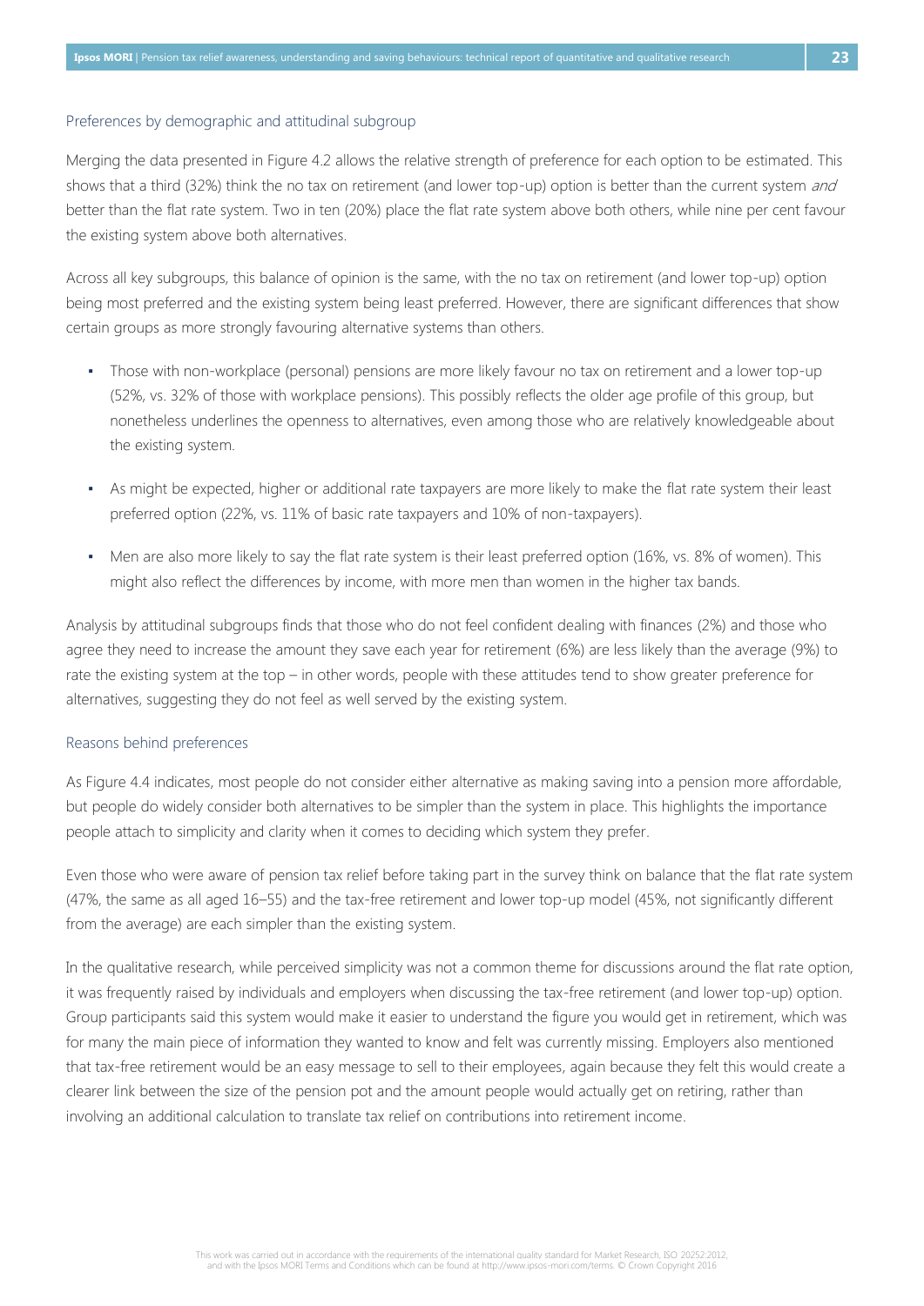### Preferences by demographic and attitudinal subgroup

Merging the data presented in Figure 4.2 allows the relative strength of preference for each option to be estimated. This shows that a third (32%) think the no tax on retirement (and lower top-up) option is better than the current system *and* better than the flat rate system. Two in ten (20%) place the flat rate system above both others, while nine per cent favour the existing system above both alternatives.

Across all key subgroups, this balance of opinion is the same, with the no tax on retirement (and lower top-up) option being most preferred and the existing system being least preferred. However, there are significant differences that show certain groups as more strongly favouring alternative systems than others.

- Those with non-workplace (personal) pensions are more likely favour no tax on retirement and a lower top-up (52%, vs. 32% of those with workplace pensions). This possibly reflects the older age profile of this group, but nonetheless underlines the openness to alternatives, even among those who are relatively knowledgeable about the existing system.
- As might be expected, higher or additional rate taxpayers are more likely to make the flat rate system their least preferred option (22%, vs. 11% of basic rate taxpayers and 10% of non-taxpayers).
- Men are also more likely to say the flat rate system is their least preferred option (16%, vs. 8% of women). This might also reflect the differences by income, with more men than women in the higher tax bands.

Analysis by attitudinal subgroups finds that those who do not feel confident dealing with finances (2%) and those who agree they need to increase the amount they save each year for retirement (6%) are less likely than the average (9%) to rate the existing system at the top – in other words, people with these attitudes tend to show greater preference for alternatives, suggesting they do not feel as well served by the existing system.

### Reasons behind preferences

As Figure 4.4 indicates, most people do not consider either alternative as making saving into a pension more affordable, but people do widely consider both alternatives to be simpler than the system in place. This highlights the importance people attach to simplicity and clarity when it comes to deciding which system they prefer.

Even those who were aware of pension tax relief before taking part in the survey think on balance that the flat rate system (47%, the same as all aged 16–55) and the tax-free retirement and lower top-up model (45%, not significantly different from the average) are each simpler than the existing system.

In the qualitative research, while perceived simplicity was not a common theme for discussions around the flat rate option, it was frequently raised by individuals and employers when discussing the tax-free retirement (and lower top-up) option. Group participants said this system would make it easier to understand the figure you would get in retirement, which was for many the main piece of information they wanted to know and felt was currently missing. Employers also mentioned that tax-free retirement would be an easy message to sell to their employees, again because they felt this would create a clearer link between the size of the pension pot and the amount people would actually get on retiring, rather than involving an additional calculation to translate tax relief on contributions into retirement income.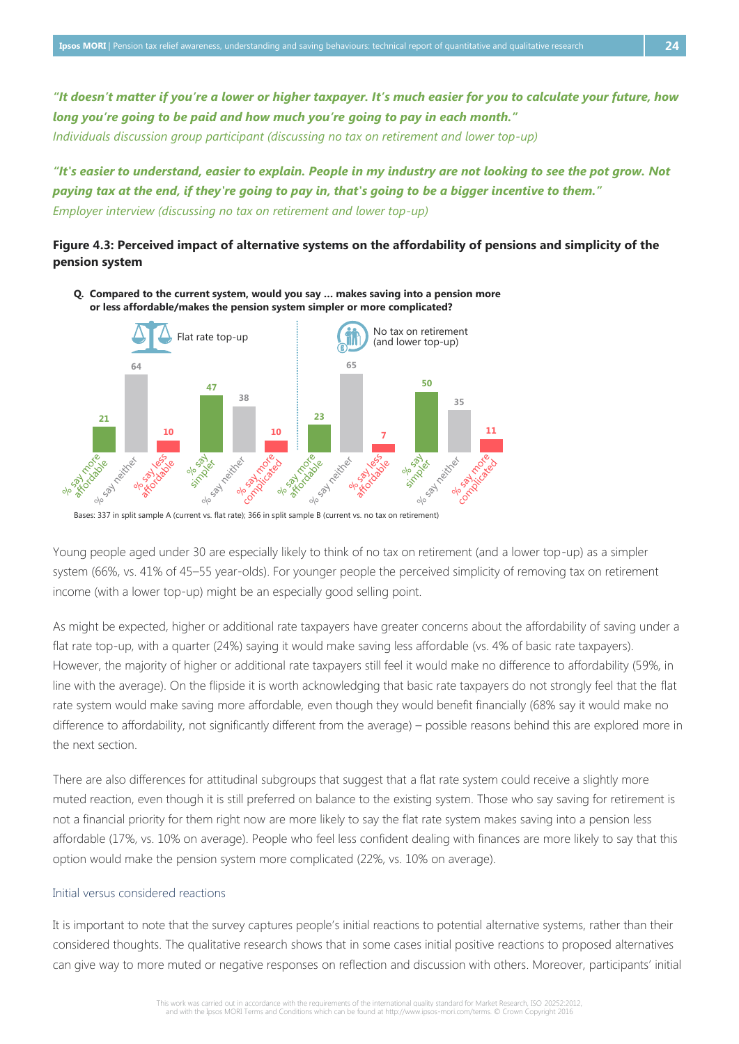***"It doesn't matter if you're a lower or higher taxpayer. It's much easier for you to calculate your future, how long you're going to be paid and how much you're going to pay in each month."***
*Individuals discussion group participant (discussing no tax on retirement and lower top-up)*

***"It's easier to understand, easier to explain. People in my industry are not looking to see the pot grow. Not paying tax at the end, if they're going to pay in, that's going to be a bigger incentive to them."***
*Employer interview (discussing no tax on retirement and lower top-up)*

**Figure 4.3: Perceived impact of alternative systems on the affordability of pensions and simplicity of the pension system**

**Q. Compared to the current system, would you say ... makes saving into a pension more or less affordable/makes the pension system simpler or more complicated?**

| | Flat rate top-up | No tax on retirement (and lower top-up) |
|---|---|---|
| % say more affordable | 21 | 23 |
| % say neither | 64 | 65 |
| % say less affordable | 10 | 7 |
| % say simpler | 47 | 50 |
| % say neither | 38 | 35 |
| % say more complicated | 10 | 11 |

Bases: 337 in split sample A (current vs. flat rate); 366 in split sample B (current vs. no tax on retirement)

Young people aged under 30 are especially likely to think of no tax on retirement (and a lower top-up) as a simpler system (66%, vs. 41% of 45–55 year-olds). For younger people the perceived simplicity of removing tax on retirement income (with a lower top-up) might be an especially good selling point.

As might be expected, higher or additional rate taxpayers have greater concerns about the affordability of saving under a flat rate top-up, with a quarter (24%) saying it would make saving less affordable (vs. 4% of basic rate taxpayers). However, the majority of higher or additional rate taxpayers still feel it would make no difference to affordability (59%, in line with the average). On the flipside it is worth acknowledging that basic rate taxpayers do not strongly feel that the flat rate system would make saving more affordable, even though they would benefit financially (68% say it would make no difference to affordability, not significantly different from the average) – possible reasons behind this are explored more in the next section.

There are also differences for attitudinal subgroups that suggest that a flat rate system could receive a slightly more muted reaction, even though it is still preferred on balance to the existing system. Those who say saving for retirement is not a financial priority for them right now are more likely to say the flat rate system makes saving into a pension less affordable (17%, vs. 10% on average). People who feel less confident dealing with finances are more likely to say that this option would make the pension system more complicated (22%, vs. 10% on average).

### Initial versus considered reactions

It is important to note that the survey captures people's initial reactions to potential alternative systems, rather than their considered thoughts. The qualitative research shows that in some cases initial positive reactions to proposed alternatives can give way to more muted or negative responses on reflection and discussion with others. Moreover, participants' initial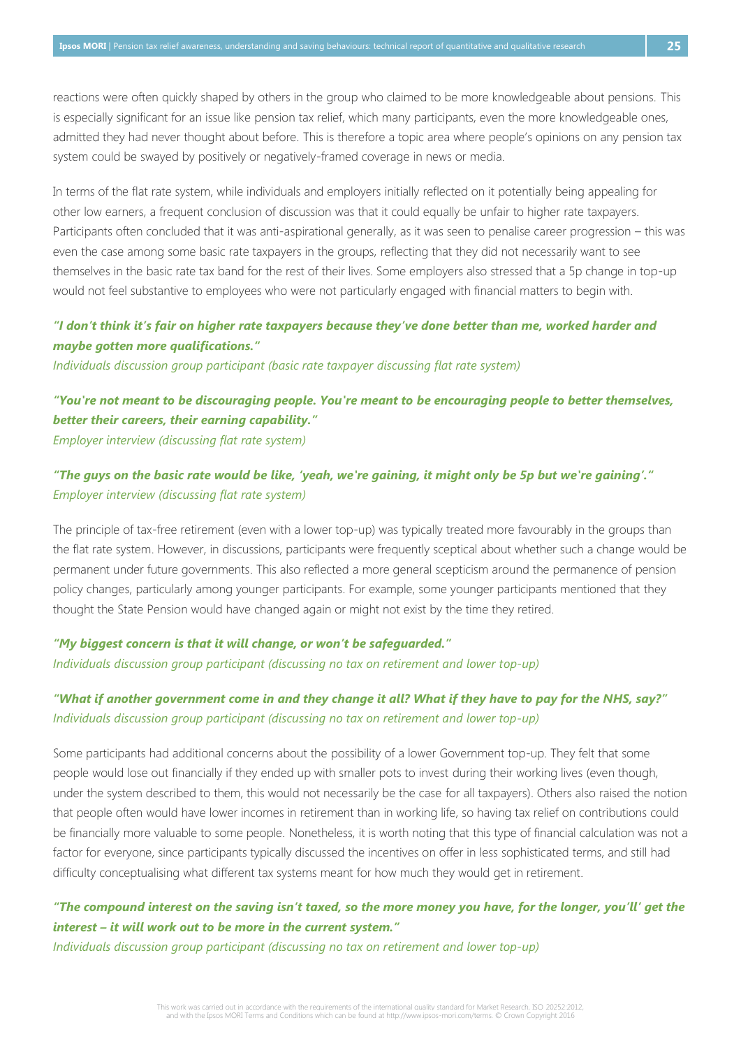reactions were often quickly shaped by others in the group who claimed to be more knowledgeable about pensions. This is especially significant for an issue like pension tax relief, which many participants, even the more knowledgeable ones, admitted they had never thought about before. This is therefore a topic area where people's opinions on any pension tax system could be swayed by positively or negatively-framed coverage in news or media.

In terms of the flat rate system, while individuals and employers initially reflected on it potentially being appealing for other low earners, a frequent conclusion of discussion was that it could equally be unfair to higher rate taxpayers. Participants often concluded that it was anti-aspirational generally, as it was seen to penalise career progression – this was even the case among some basic rate taxpayers in the groups, reflecting that they did not necessarily want to see themselves in the basic rate tax band for the rest of their lives. Some employers also stressed that a 5p change in top-up would not feel substantive to employees who were not particularly engaged with financial matters to begin with.

***"I don't think it's fair on higher rate taxpayers because they've done better than me, worked harder and maybe gotten more qualifications."***
*Individuals discussion group participant (basic rate taxpayer discussing flat rate system)*

***"You're not meant to be discouraging people. You're meant to be encouraging people to better themselves, better their careers, their earning capability."***
*Employer interview (discussing flat rate system)*

***"The guys on the basic rate would be like, 'yeah, we're gaining, it might only be 5p but we're gaining'."***
*Employer interview (discussing flat rate system)*

The principle of tax-free retirement (even with a lower top-up) was typically treated more favourably in the groups than the flat rate system. However, in discussions, participants were frequently sceptical about whether such a change would be permanent under future governments. This also reflected a more general scepticism around the permanence of pension policy changes, particularly among younger participants. For example, some younger participants mentioned that they thought the State Pension would have changed again or might not exist by the time they retired.

***"My biggest concern is that it will change, or won't be safeguarded."***
*Individuals discussion group participant (discussing no tax on retirement and lower top-up)*

***"What if another government come in and they change it all? What if they have to pay for the NHS, say?"***
*Individuals discussion group participant (discussing no tax on retirement and lower top-up)*

Some participants had additional concerns about the possibility of a lower Government top-up. They felt that some people would lose out financially if they ended up with smaller pots to invest during their working lives (even though, under the system described to them, this would not necessarily be the case for all taxpayers). Others also raised the notion that people often would have lower incomes in retirement than in working life, so having tax relief on contributions could be financially more valuable to some people. Nonetheless, it is worth noting that this type of financial calculation was not a factor for everyone, since participants typically discussed the incentives on offer in less sophisticated terms, and still had difficulty conceptualising what different tax systems meant for how much they would get in retirement.

***"The compound interest on the saving isn't taxed, so the more money you have, for the longer, you'll' get the interest – it will work out to be more in the current system."***
*Individuals discussion group participant (discussing no tax on retirement and lower top-up)*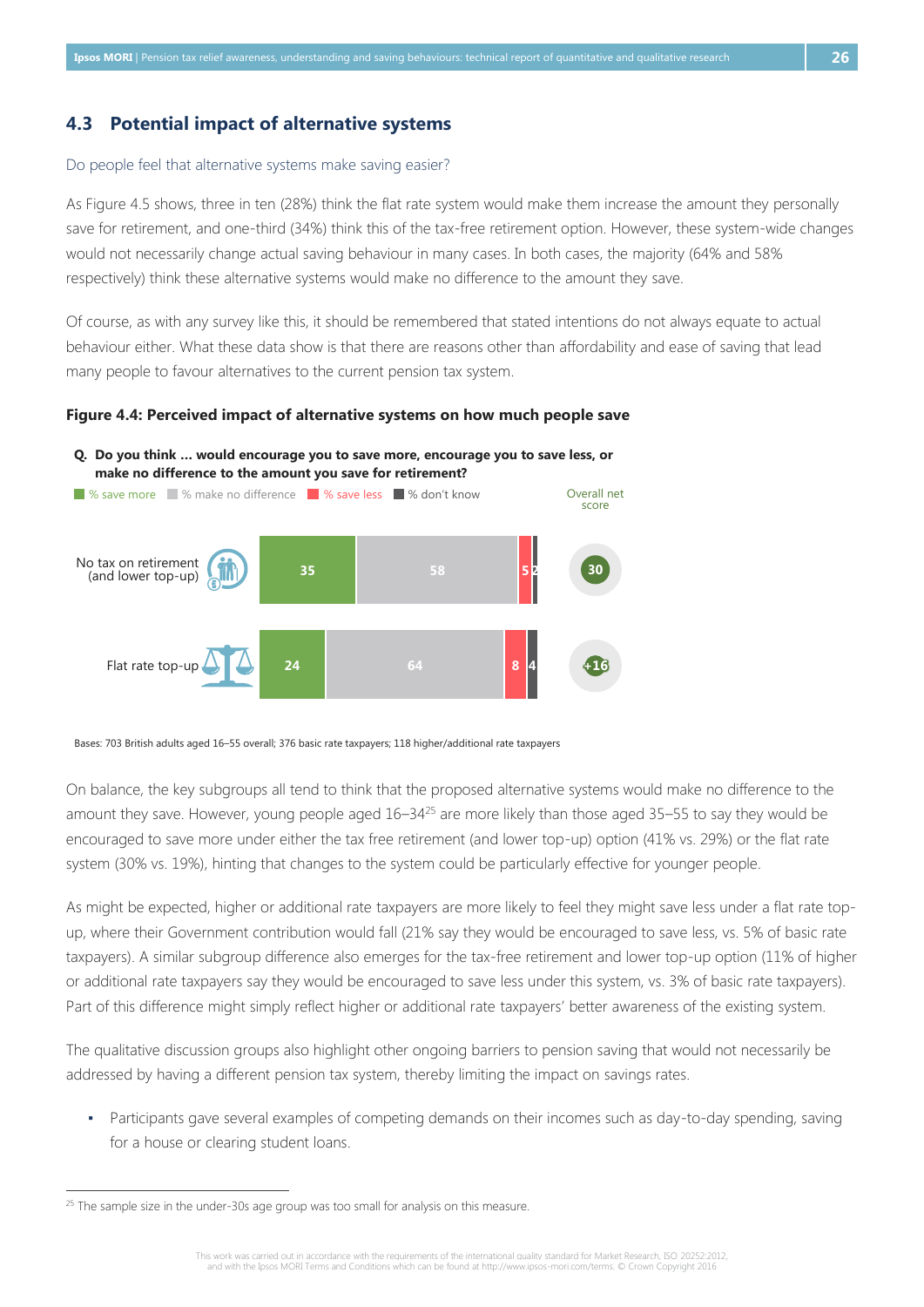## 4.3 Potential impact of alternative systems

Do people feel that alternative systems make saving easier?

As Figure 4.5 shows, three in ten (28%) think the flat rate system would make them increase the amount they personally save for retirement, and one-third (34%) think this of the tax-free retirement option. However, these system-wide changes would not necessarily change actual saving behaviour in many cases. In both cases, the majority (64% and 58% respectively) think these alternative systems would make no difference to the amount they save.

Of course, as with any survey like this, it should be remembered that stated intentions do not always equate to actual behaviour either. What these data show is that there are reasons other than affordability and ease of saving that lead many people to favour alternatives to the current pension tax system.

**Figure 4.4: Perceived impact of alternative systems on how much people save**

**Q. Do you think … would encourage you to save more, encourage you to save less, or make no difference to the amount you save for retirement?**

| | % save more | % make no difference | % save less | % don't know | Overall net score |
|---|---|---|---|---|---|
| No tax on retirement (and lower top-up) | 35 | 58 | 5 | 2 | 30 |
| Flat rate top-up | 24 | 64 | 8 | 4 | +16 |

Bases: 703 British adults aged 16–55 overall; 376 basic rate taxpayers; 118 higher/additional rate taxpayers

On balance, the key subgroups all tend to think that the proposed alternative systems would make no difference to the amount they save. However, young people aged 16–34[25] are more likely than those aged 35–55 to say they would be encouraged to save more under either the tax free retirement (and lower top-up) option (41% vs. 29%) or the flat rate system (30% vs. 19%), hinting that changes to the system could be particularly effective for younger people.

As might be expected, higher or additional rate taxpayers are more likely to feel they might save less under a flat rate top-up, where their Government contribution would fall (21% say they would be encouraged to save less, vs. 5% of basic rate taxpayers). A similar subgroup difference also emerges for the tax-free retirement and lower top-up option (11% of higher or additional rate taxpayers say they would be encouraged to save less under this system, vs. 3% of basic rate taxpayers). Part of this difference might simply reflect higher or additional rate taxpayers' better awareness of the existing system.

The qualitative discussion groups also highlight other ongoing barriers to pension saving that would not necessarily be addressed by having a different pension tax system, thereby limiting the impact on savings rates.

- Participants gave several examples of competing demands on their incomes such as day-to-day spending, saving for a house or clearing student loans.

[25] The sample size in the under-30s age group was too small for analysis on this measure.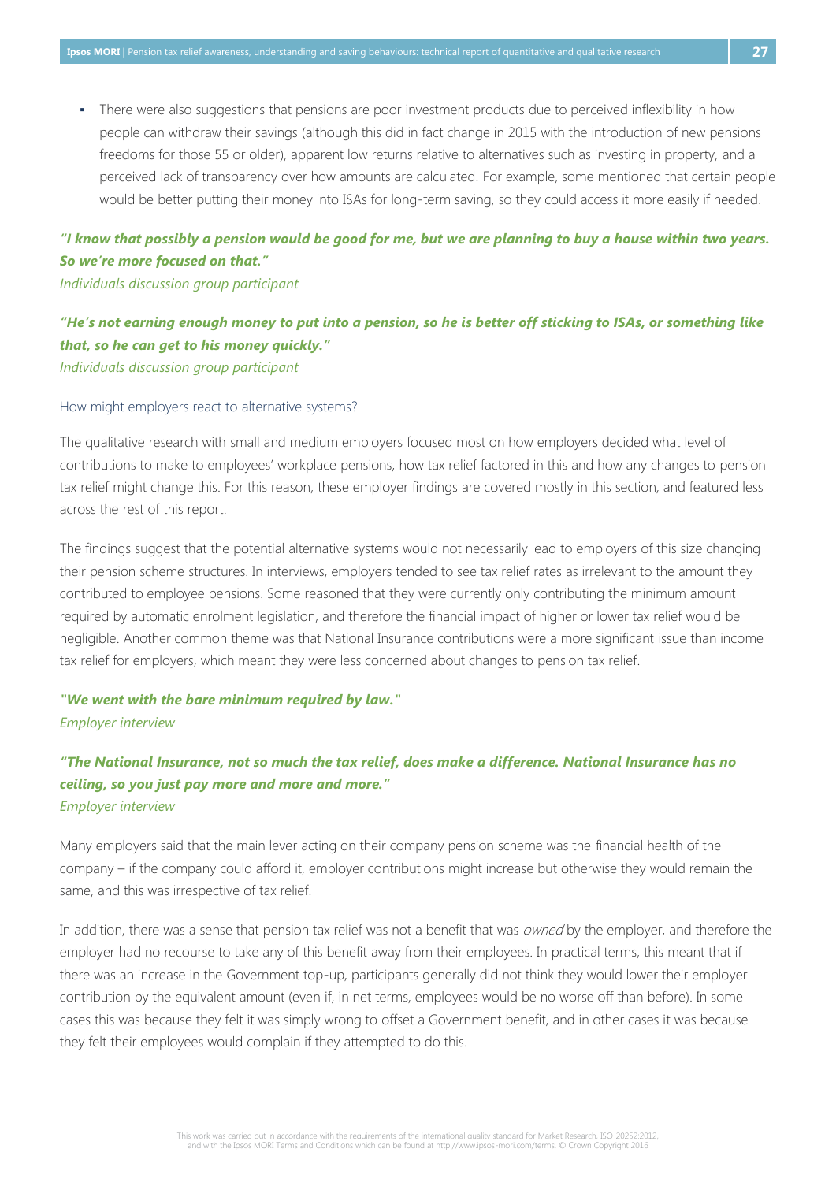- There were also suggestions that pensions are poor investment products due to perceived inflexibility in how people can withdraw their savings (although this did in fact change in 2015 with the introduction of new pensions freedoms for those 55 or older), apparent low returns relative to alternatives such as investing in property, and a perceived lack of transparency over how amounts are calculated. For example, some mentioned that certain people would be better putting their money into ISAs for long-term saving, so they could access it more easily if needed.

***"I know that possibly a pension would be good for me, but we are planning to buy a house within two years. So we're more focused on that."***
*Individuals discussion group participant*

***"He's not earning enough money to put into a pension, so he is better off sticking to ISAs, or something like that, so he can get to his money quickly."***
*Individuals discussion group participant*

### How might employers react to alternative systems?

The qualitative research with small and medium employers focused most on how employers decided what level of contributions to make to employees' workplace pensions, how tax relief factored in this and how any changes to pension tax relief might change this. For this reason, these employer findings are covered mostly in this section, and featured less across the rest of this report.

The findings suggest that the potential alternative systems would not necessarily lead to employers of this size changing their pension scheme structures. In interviews, employers tended to see tax relief rates as irrelevant to the amount they contributed to employee pensions. Some reasoned that they were currently only contributing the minimum amount required by automatic enrolment legislation, and therefore the financial impact of higher or lower tax relief would be negligible. Another common theme was that National Insurance contributions were a more significant issue than income tax relief for employers, which meant they were less concerned about changes to pension tax relief.

***"We went with the bare minimum required by law."***
*Employer interview*

***"The National Insurance, not so much the tax relief, does make a difference. National Insurance has no ceiling, so you just pay more and more and more."***
*Employer interview*

Many employers said that the main lever acting on their company pension scheme was the financial health of the company – if the company could afford it, employer contributions might increase but otherwise they would remain the same, and this was irrespective of tax relief.

In addition, there was a sense that pension tax relief was not a benefit that was *owned* by the employer, and therefore the employer had no recourse to take any of this benefit away from their employees. In practical terms, this meant that if there was an increase in the Government top-up, participants generally did not think they would lower their employer contribution by the equivalent amount (even if, in net terms, employees would be no worse off than before). In some cases this was because they felt it was simply wrong to offset a Government benefit, and in other cases it was because they felt their employees would complain if they attempted to do this.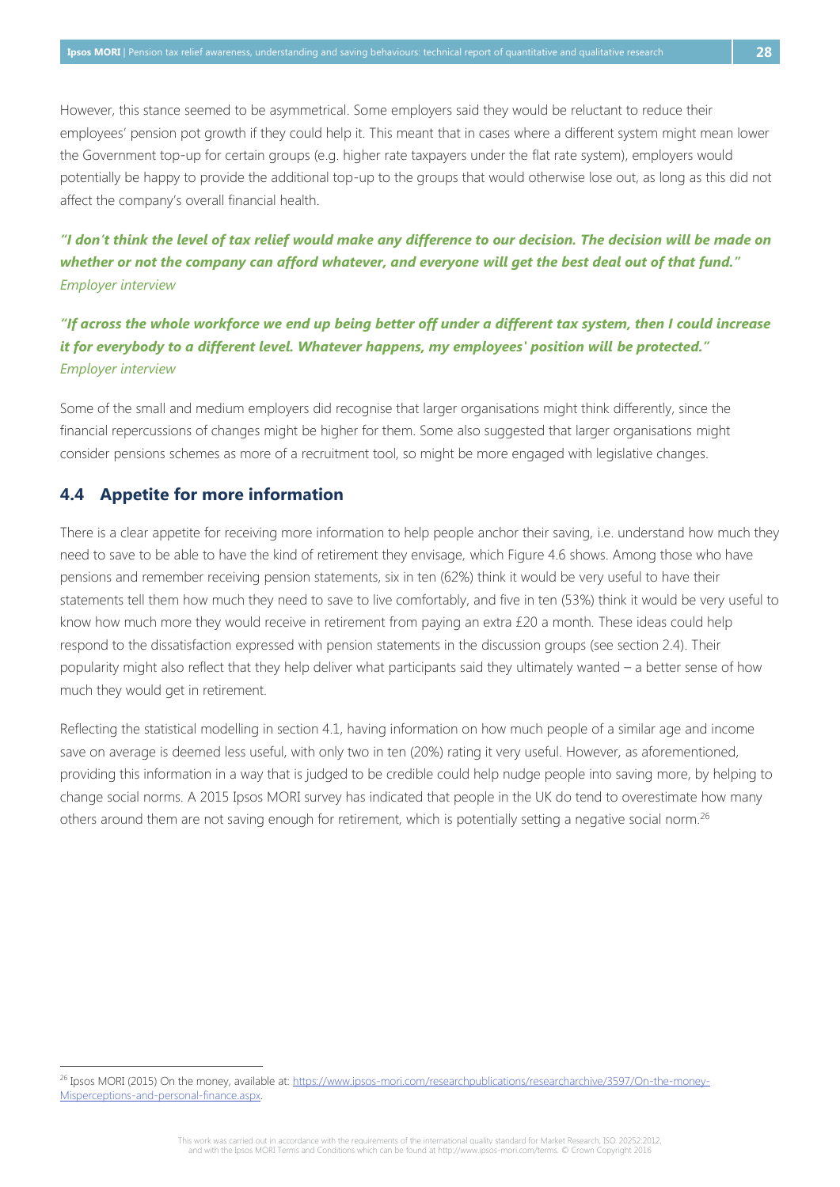However, this stance seemed to be asymmetrical. Some employers said they would be reluctant to reduce their employees' pension pot growth if they could help it. This meant that in cases where a different system might mean lower the Government top-up for certain groups (e.g. higher rate taxpayers under the flat rate system), employers would potentially be happy to provide the additional top-up to the groups that would otherwise lose out, as long as this did not affect the company's overall financial health.

***"I don't think the level of tax relief would make any difference to our decision. The decision will be made on whether or not the company can afford whatever, and everyone will get the best deal out of that fund."***
*Employer interview*

***"If across the whole workforce we end up being better off under a different tax system, then I could increase it for everybody to a different level. Whatever happens, my employees' position will be protected."***
*Employer interview*

Some of the small and medium employers did recognise that larger organisations might think differently, since the financial repercussions of changes might be higher for them. Some also suggested that larger organisations might consider pensions schemes as more of a recruitment tool, so might be more engaged with legislative changes.

## 4.4 Appetite for more information

There is a clear appetite for receiving more information to help people anchor their saving, i.e. understand how much they need to save to be able to have the kind of retirement they envisage, which Figure 4.6 shows. Among those who have pensions and remember receiving pension statements, six in ten (62%) think it would be very useful to have their statements tell them how much they need to save to live comfortably, and five in ten (53%) think it would be very useful to know how much more they would receive in retirement from paying an extra £20 a month. These ideas could help respond to the dissatisfaction expressed with pension statements in the discussion groups (see section 2.4). Their popularity might also reflect that they help deliver what participants said they ultimately wanted – a better sense of how much they would get in retirement.

Reflecting the statistical modelling in section 4.1, having information on how much people of a similar age and income save on average is deemed less useful, with only two in ten (20%) rating it very useful. However, as aforementioned, providing this information in a way that is judged to be credible could help nudge people into saving more, by helping to change social norms. A 2015 Ipsos MORI survey has indicated that people in the UK do tend to overestimate how many others around them are not saving enough for retirement, which is potentially setting a negative social norm.[26]

---

[26] Ipsos MORI (2015) On the money, available at: https://www.ipsos-mori.com/researchpublications/researcharchive/3597/On-the-money-Misperceptions-and-personal-finance.aspx.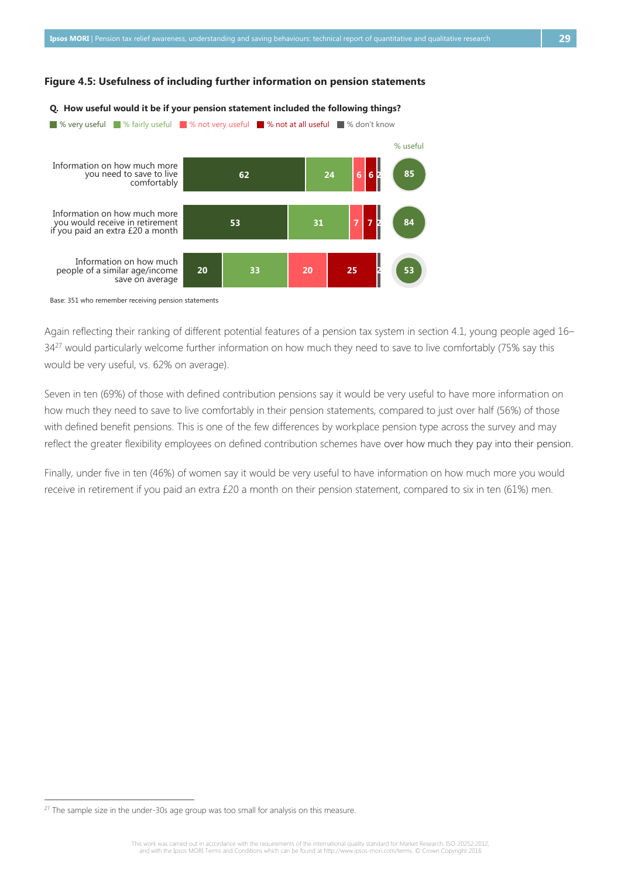**Figure 4.5: Usefulness of including further information on pension statements**

**Q. How useful would it be if your pension statement included the following things?**

| | % very useful | % fairly useful | % not very useful | % not at all useful | % don't know | % useful |
|---|---|---|---|---|---|---|
| Information on how much more you need to save to live comfortably | 62 | 24 | 6 | 6 | 2 | 85 |
| Information on how much more you would receive in retirement if you paid an extra £20 a month | 53 | 31 | 7 | 7 | 2 | 84 |
| Information on how much people of a similar age/income save on average | 20 | 33 | 20 | 25 | 2 | 53 |

Base: 351 who remember receiving pension statements

Again reflecting their ranking of different potential features of a pension tax system in section 4.1, young people aged 16–34[27] would particularly welcome further information on how much they need to save to live comfortably (75% say this would be very useful, vs. 62% on average).

Seven in ten (69%) of those with defined contribution pensions say it would be very useful to have more information on how much they need to save to live comfortably in their pension statements, compared to just over half (56%) of those with defined benefit pensions. This is one of the few differences by workplace pension type across the survey and may reflect the greater flexibility employees on defined contribution schemes have over how much they pay into their pension.

Finally, under five in ten (46%) of women say it would be very useful to have information on how much more you would receive in retirement if you paid an extra £20 a month on their pension statement, compared to six in ten (61%) men.

[27] The sample size in the under-30s age group was too small for analysis on this measure.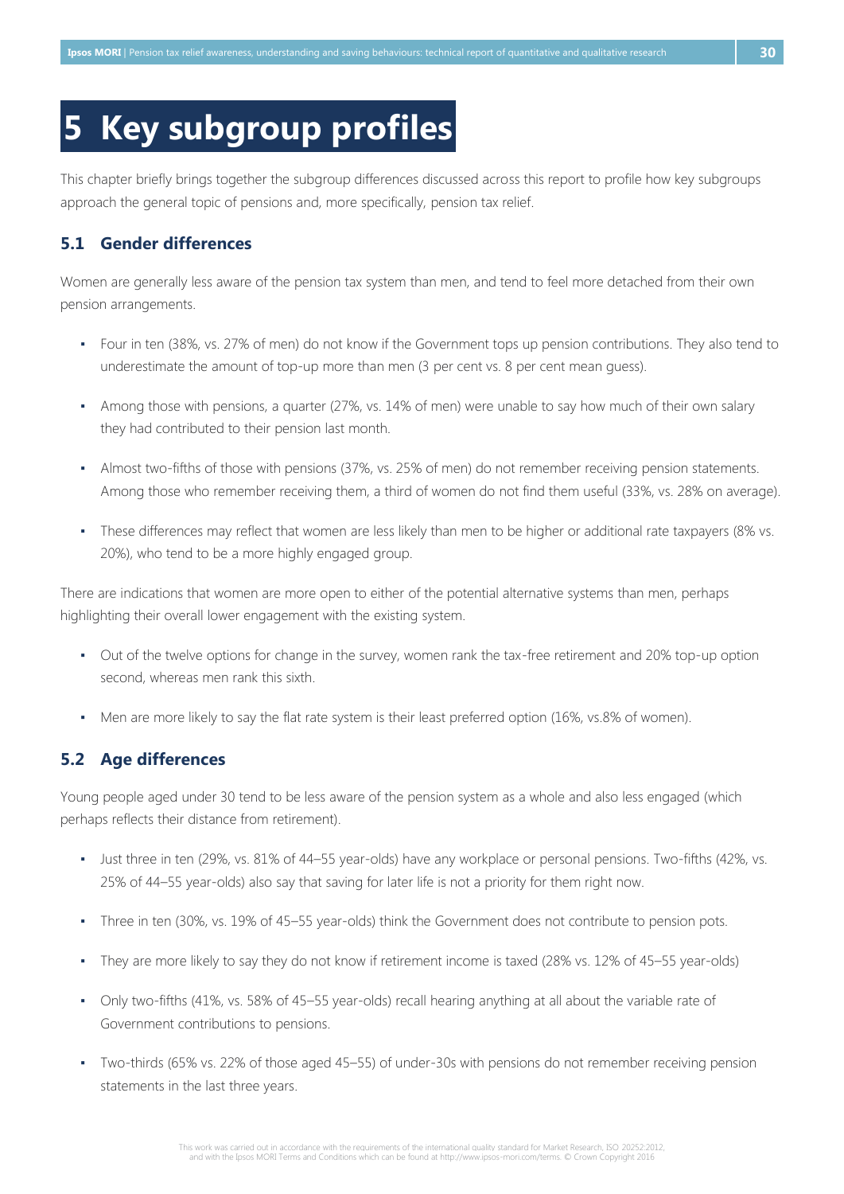# 5 Key subgroup profiles

This chapter briefly brings together the subgroup differences discussed across this report to profile how key subgroups approach the general topic of pensions and, more specifically, pension tax relief.

## 5.1 Gender differences

Women are generally less aware of the pension tax system than men, and tend to feel more detached from their own pension arrangements.

- Four in ten (38%, vs. 27% of men) do not know if the Government tops up pension contributions. They also tend to underestimate the amount of top-up more than men (3 per cent vs. 8 per cent mean guess).
- Among those with pensions, a quarter (27%, vs. 14% of men) were unable to say how much of their own salary they had contributed to their pension last month.
- Almost two-fifths of those with pensions (37%, vs. 25% of men) do not remember receiving pension statements. Among those who remember receiving them, a third of women do not find them useful (33%, vs. 28% on average).
- These differences may reflect that women are less likely than men to be higher or additional rate taxpayers (8% vs. 20%), who tend to be a more highly engaged group.

There are indications that women are more open to either of the potential alternative systems than men, perhaps highlighting their overall lower engagement with the existing system.

- Out of the twelve options for change in the survey, women rank the tax-free retirement and 20% top-up option second, whereas men rank this sixth.
- Men are more likely to say the flat rate system is their least preferred option (16%, vs.8% of women).

## 5.2 Age differences

Young people aged under 30 tend to be less aware of the pension system as a whole and also less engaged (which perhaps reflects their distance from retirement).

- Just three in ten (29%, vs. 81% of 44–55 year-olds) have any workplace or personal pensions. Two-fifths (42%, vs. 25% of 44–55 year-olds) also say that saving for later life is not a priority for them right now.
- Three in ten (30%, vs. 19% of 45–55 year-olds) think the Government does not contribute to pension pots.
- They are more likely to say they do not know if retirement income is taxed (28% vs. 12% of 45–55 year-olds)
- Only two-fifths (41%, vs. 58% of 45–55 year-olds) recall hearing anything at all about the variable rate of Government contributions to pensions.
- Two-thirds (65% vs. 22% of those aged 45–55) of under-30s with pensions do not remember receiving pension statements in the last three years.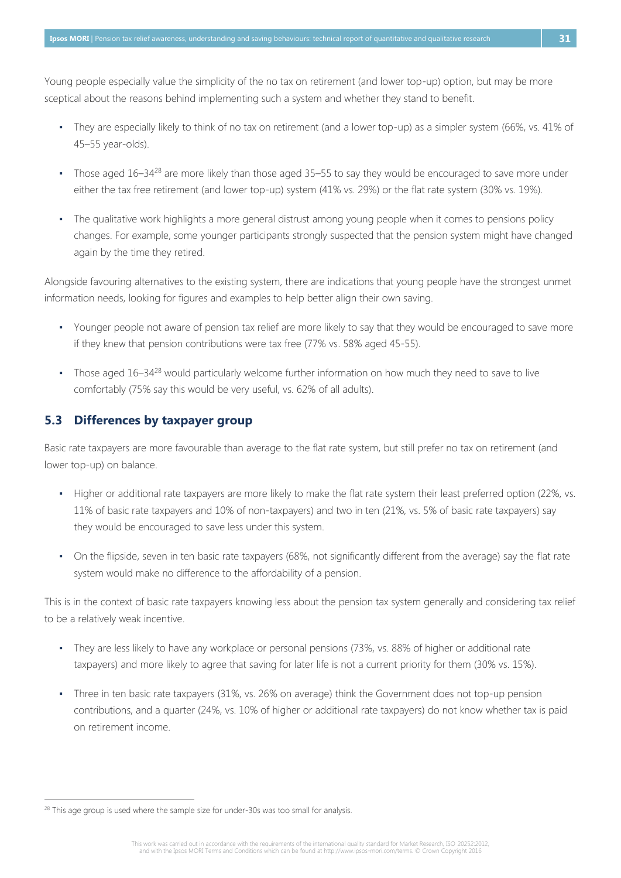Young people especially value the simplicity of the no tax on retirement (and lower top-up) option, but may be more sceptical about the reasons behind implementing such a system and whether they stand to benefit.

- They are especially likely to think of no tax on retirement (and a lower top-up) as a simpler system (66%, vs. 41% of 45–55 year-olds).
- Those aged 16–34[28] are more likely than those aged 35–55 to say they would be encouraged to save more under either the tax free retirement (and lower top-up) system (41% vs. 29%) or the flat rate system (30% vs. 19%).
- The qualitative work highlights a more general distrust among young people when it comes to pensions policy changes. For example, some younger participants strongly suspected that the pension system might have changed again by the time they retired.

Alongside favouring alternatives to the existing system, there are indications that young people have the strongest unmet information needs, looking for figures and examples to help better align their own saving.

- Younger people not aware of pension tax relief are more likely to say that they would be encouraged to save more if they knew that pension contributions were tax free (77% vs. 58% aged 45-55).
- Those aged 16–34[28] would particularly welcome further information on how much they need to save to live comfortably (75% say this would be very useful, vs. 62% of all adults).

## 5.3 Differences by taxpayer group

Basic rate taxpayers are more favourable than average to the flat rate system, but still prefer no tax on retirement (and lower top-up) on balance.

- Higher or additional rate taxpayers are more likely to make the flat rate system their least preferred option (22%, vs. 11% of basic rate taxpayers and 10% of non-taxpayers) and two in ten (21%, vs. 5% of basic rate taxpayers) say they would be encouraged to save less under this system.
- On the flipside, seven in ten basic rate taxpayers (68%, not significantly different from the average) say the flat rate system would make no difference to the affordability of a pension.

This is in the context of basic rate taxpayers knowing less about the pension tax system generally and considering tax relief to be a relatively weak incentive.

- They are less likely to have any workplace or personal pensions (73%, vs. 88% of higher or additional rate taxpayers) and more likely to agree that saving for later life is not a current priority for them (30% vs. 15%).
- Three in ten basic rate taxpayers (31%, vs. 26% on average) think the Government does not top-up pension contributions, and a quarter (24%, vs. 10% of higher or additional rate taxpayers) do not know whether tax is paid on retirement income.

[28] This age group is used where the sample size for under-30s was too small for analysis.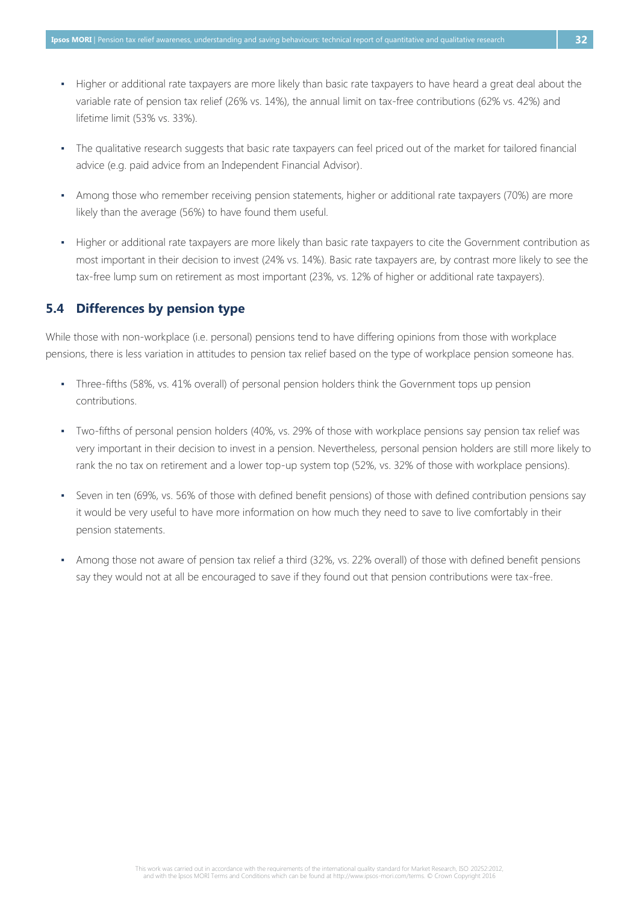- Higher or additional rate taxpayers are more likely than basic rate taxpayers to have heard a great deal about the variable rate of pension tax relief (26% vs. 14%), the annual limit on tax-free contributions (62% vs. 42%) and lifetime limit (53% vs. 33%).

- The qualitative research suggests that basic rate taxpayers can feel priced out of the market for tailored financial advice (e.g. paid advice from an Independent Financial Advisor).

- Among those who remember receiving pension statements, higher or additional rate taxpayers (70%) are more likely than the average (56%) to have found them useful.

- Higher or additional rate taxpayers are more likely than basic rate taxpayers to cite the Government contribution as most important in their decision to invest (24% vs. 14%). Basic rate taxpayers are, by contrast more likely to see the tax-free lump sum on retirement as most important (23%, vs. 12% of higher or additional rate taxpayers).

## 5.4 Differences by pension type

While those with non-workplace (i.e. personal) pensions tend to have differing opinions from those with workplace pensions, there is less variation in attitudes to pension tax relief based on the type of workplace pension someone has.

- Three-fifths (58%, vs. 41% overall) of personal pension holders think the Government tops up pension contributions.

- Two-fifths of personal pension holders (40%, vs. 29% of those with workplace pensions say pension tax relief was very important in their decision to invest in a pension. Nevertheless, personal pension holders are still more likely to rank the no tax on retirement and a lower top-up system top (52%, vs. 32% of those with workplace pensions).

- Seven in ten (69%, vs. 56% of those with defined benefit pensions) of those with defined contribution pensions say it would be very useful to have more information on how much they need to save to live comfortably in their pension statements.

- Among those not aware of pension tax relief a third (32%, vs. 22% overall) of those with defined benefit pensions say they would not at all be encouraged to save if they found out that pension contributions were tax-free.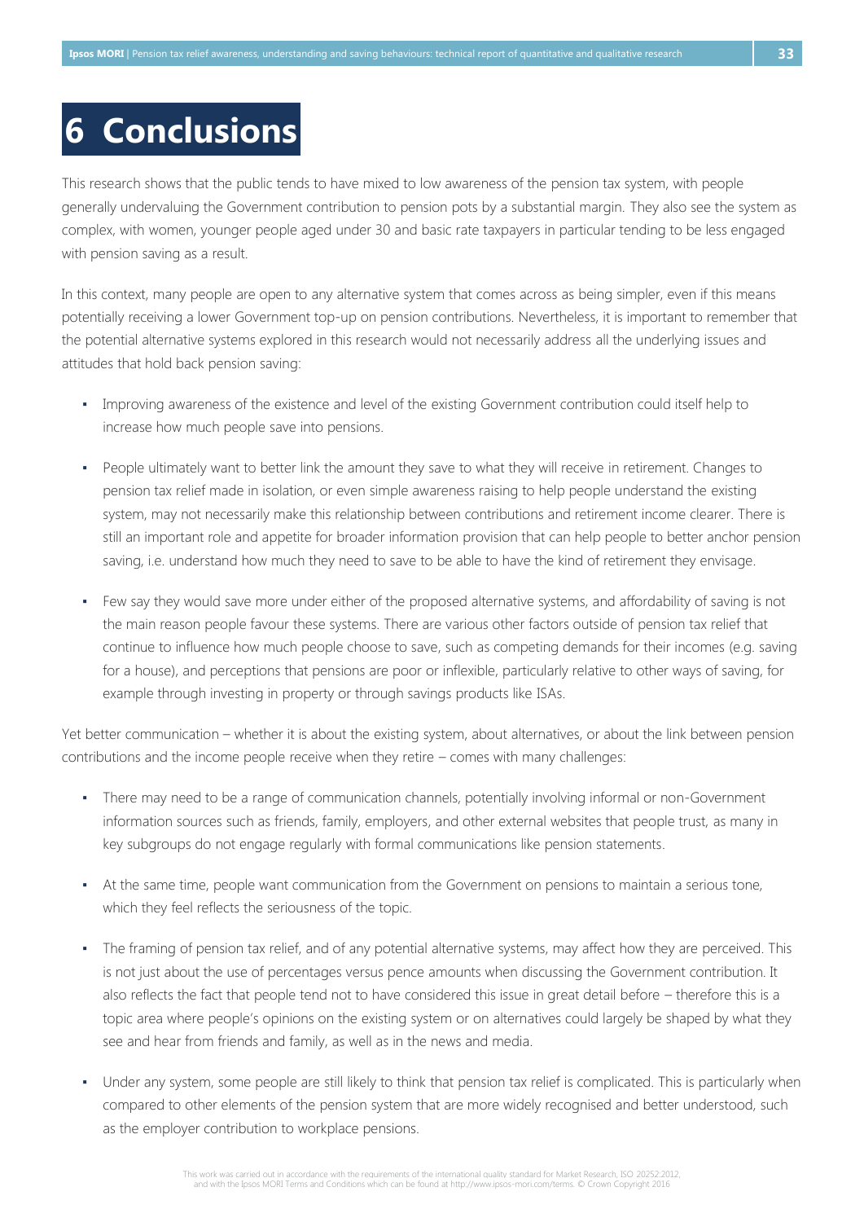# 6 Conclusions

This research shows that the public tends to have mixed to low awareness of the pension tax system, with people generally undervaluing the Government contribution to pension pots by a substantial margin. They also see the system as complex, with women, younger people aged under 30 and basic rate taxpayers in particular tending to be less engaged with pension saving as a result.

In this context, many people are open to any alternative system that comes across as being simpler, even if this means potentially receiving a lower Government top-up on pension contributions. Nevertheless, it is important to remember that the potential alternative systems explored in this research would not necessarily address all the underlying issues and attitudes that hold back pension saving:

- Improving awareness of the existence and level of the existing Government contribution could itself help to increase how much people save into pensions.
- People ultimately want to better link the amount they save to what they will receive in retirement. Changes to pension tax relief made in isolation, or even simple awareness raising to help people understand the existing system, may not necessarily make this relationship between contributions and retirement income clearer. There is still an important role and appetite for broader information provision that can help people to better anchor pension saving, i.e. understand how much they need to save to be able to have the kind of retirement they envisage.
- Few say they would save more under either of the proposed alternative systems, and affordability of saving is not the main reason people favour these systems. There are various other factors outside of pension tax relief that continue to influence how much people choose to save, such as competing demands for their incomes (e.g. saving for a house), and perceptions that pensions are poor or inflexible, particularly relative to other ways of saving, for example through investing in property or through savings products like ISAs.

Yet better communication – whether it is about the existing system, about alternatives, or about the link between pension contributions and the income people receive when they retire – comes with many challenges:

- There may need to be a range of communication channels, potentially involving informal or non-Government information sources such as friends, family, employers, and other external websites that people trust, as many in key subgroups do not engage regularly with formal communications like pension statements.
- At the same time, people want communication from the Government on pensions to maintain a serious tone, which they feel reflects the seriousness of the topic.
- The framing of pension tax relief, and of any potential alternative systems, may affect how they are perceived. This is not just about the use of percentages versus pence amounts when discussing the Government contribution. It also reflects the fact that people tend not to have considered this issue in great detail before – therefore this is a topic area where people's opinions on the existing system or on alternatives could largely be shaped by what they see and hear from friends and family, as well as in the news and media.
- Under any system, some people are still likely to think that pension tax relief is complicated. This is particularly when compared to other elements of the pension system that are more widely recognised and better understood, such as the employer contribution to workplace pensions.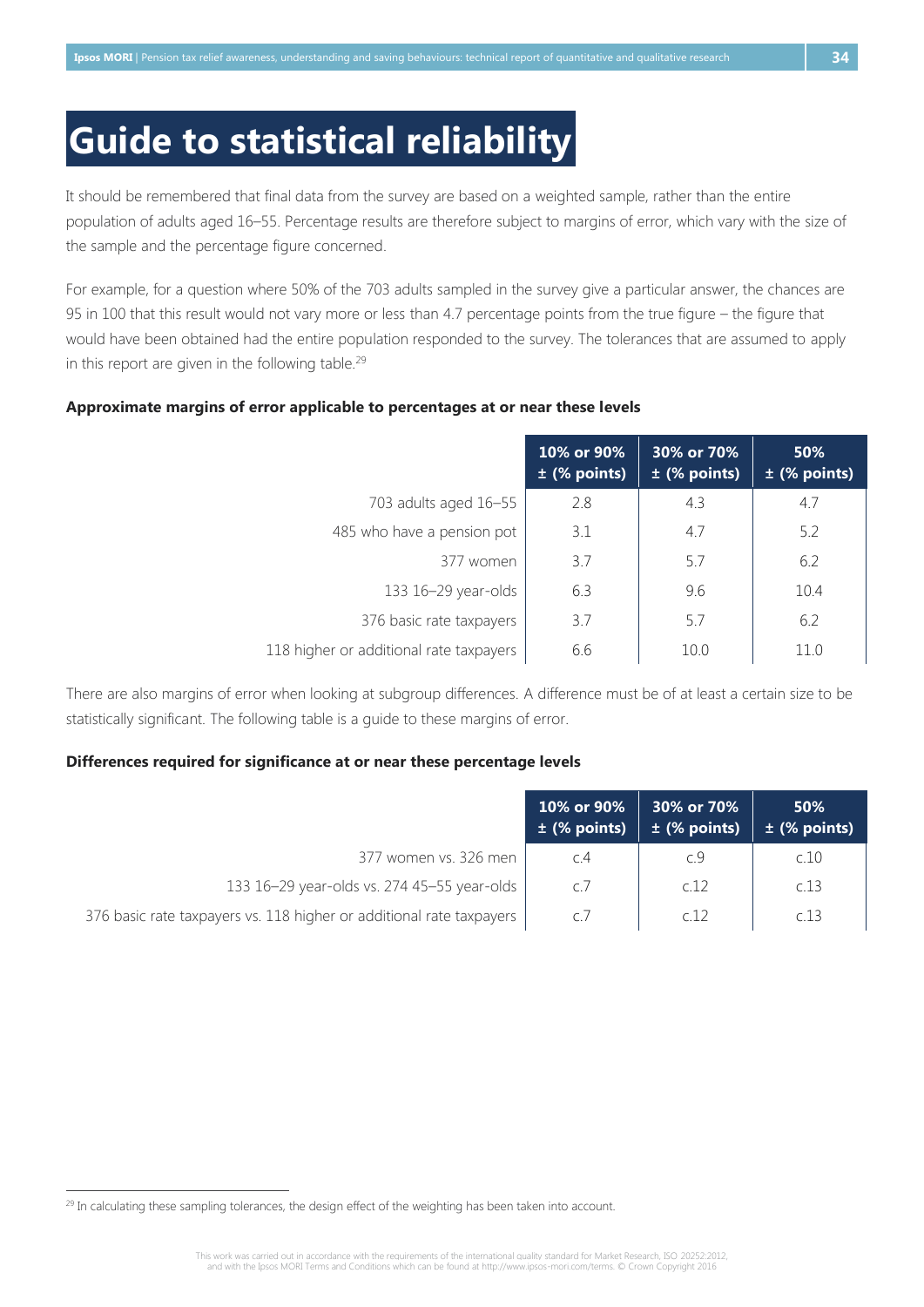# Guide to statistical reliability

It should be remembered that final data from the survey are based on a weighted sample, rather than the entire population of adults aged 16–55. Percentage results are therefore subject to margins of error, which vary with the size of the sample and the percentage figure concerned.

For example, for a question where 50% of the 703 adults sampled in the survey give a particular answer, the chances are 95 in 100 that this result would not vary more or less than 4.7 percentage points from the true figure – the figure that would have been obtained had the entire population responded to the survey. The tolerances that are assumed to apply in this report are given in the following table.[29]

**Approximate margins of error applicable to percentages at or near these levels**

| | 10% or 90% ± (% points) | 30% or 70% ± (% points) | 50% ± (% points) |
|---|---|---|---|
| 703 adults aged 16–55 | 2.8 | 4.3 | 4.7 |
| 485 who have a pension pot | 3.1 | 4.7 | 5.2 |
| 377 women | 3.7 | 5.7 | 6.2 |
| 133 16–29 year-olds | 6.3 | 9.6 | 10.4 |
| 376 basic rate taxpayers | 3.7 | 5.7 | 6.2 |
| 118 higher or additional rate taxpayers | 6.6 | 10.0 | 11.0 |

There are also margins of error when looking at subgroup differences. A difference must be of at least a certain size to be statistically significant. The following table is a guide to these margins of error.

**Differences required for significance at or near these percentage levels**

| | 10% or 90% ± (% points) | 30% or 70% ± (% points) | 50% ± (% points) |
|---|---|---|---|
| 377 women vs. 326 men | c.4 | c.9 | c.10 |
| 133 16–29 year-olds vs. 274 45–55 year-olds | c.7 | c.12 | c.13 |
| 376 basic rate taxpayers vs. 118 higher or additional rate taxpayers | c.7 | c.12 | c.13 |

[29] In calculating these sampling tolerances, the design effect of the weighting has been taken into account.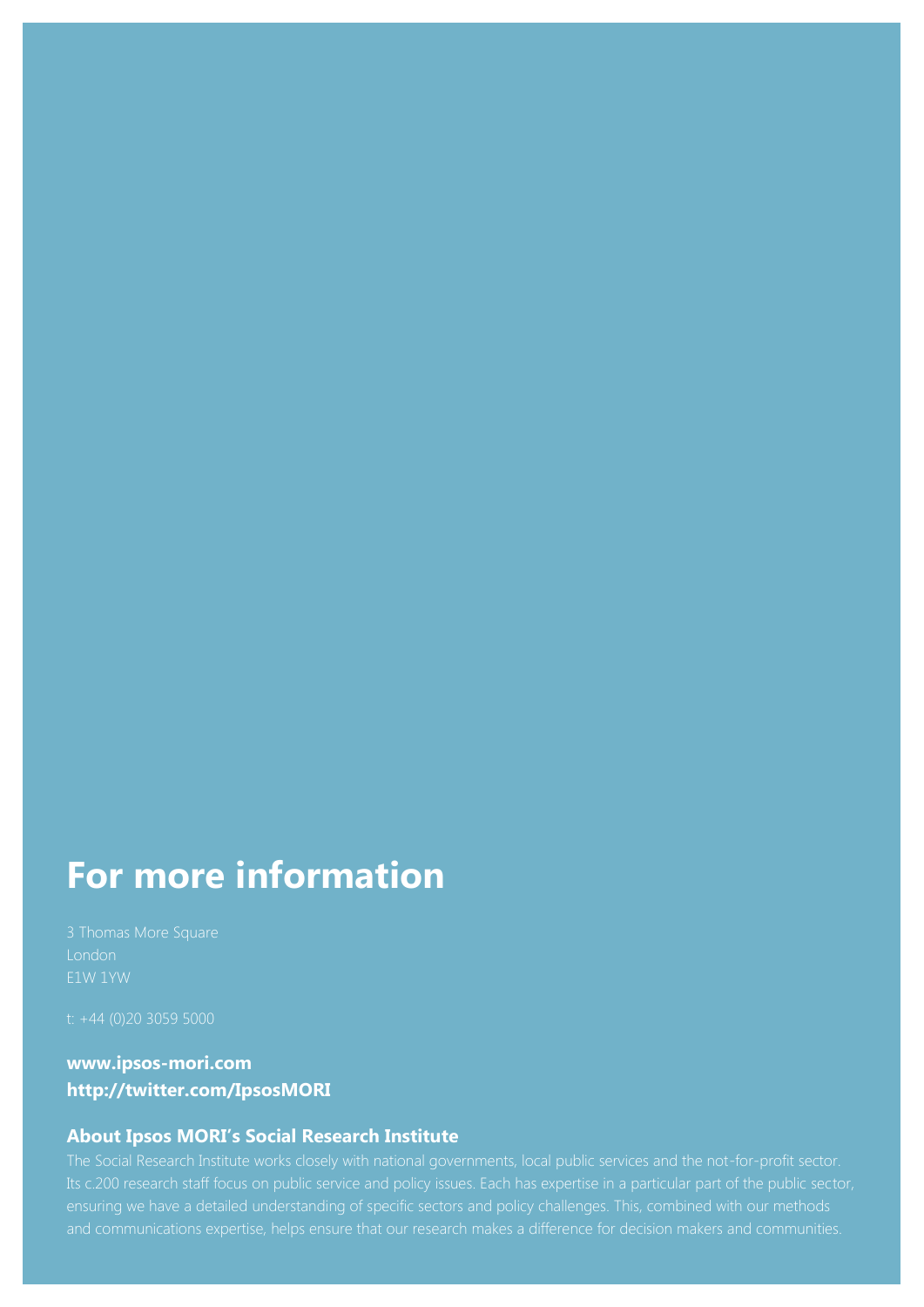# For more information

3 Thomas More Square
London
E1W 1YW

t: +44 (0)20 3059 5000

**www.ipsos-mori.com**
**http://twitter.com/IpsosMORI**

### About Ipsos MORI's Social Research Institute

The Social Research Institute works closely with national governments, local public services and the not-for-profit sector. Its c.200 research staff focus on public service and policy issues. Each has expertise in a particular part of the public sector, ensuring we have a detailed understanding of specific sectors and policy challenges. This, combined with our methods and communications expertise, helps ensure that our research makes a difference for decision makers and communities.